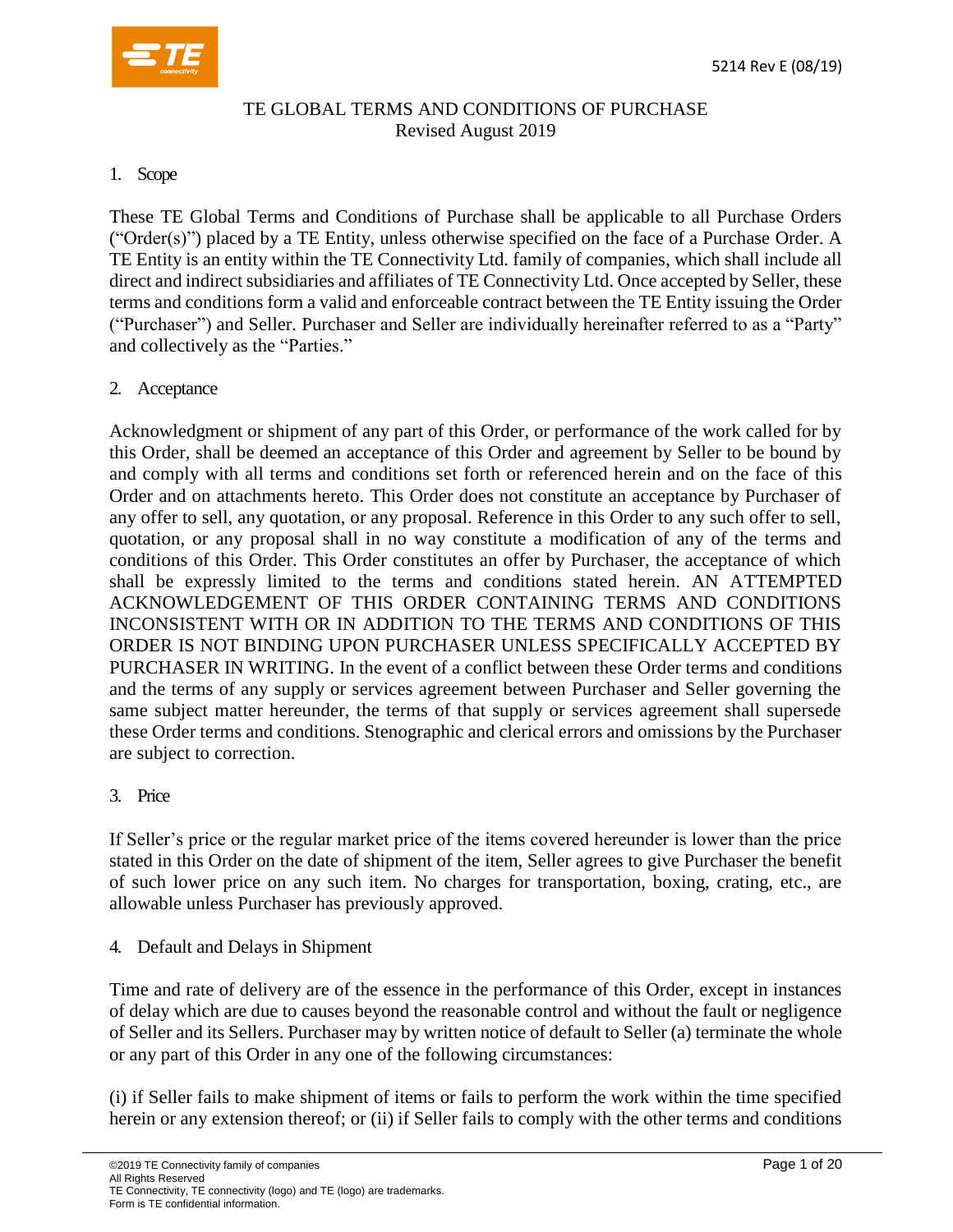# TE GLOBAL TERMS AND CONDITIONS OF PURCHASE
Revised August 2019

## 1. Scope

These TE Global Terms and Conditions of Purchase shall be applicable to all Purchase Orders ("Order(s)") placed by a TE Entity, unless otherwise specified on the face of a Purchase Order. A TE Entity is an entity within the TE Connectivity Ltd. family of companies, which shall include all direct and indirect subsidiaries and affiliates of TE Connectivity Ltd. Once accepted by Seller, these terms and conditions form a valid and enforceable contract between the TE Entity issuing the Order ("Purchaser") and Seller. Purchaser and Seller are individually hereinafter referred to as a "Party" and collectively as the "Parties."

## 2. Acceptance

Acknowledgment or shipment of any part of this Order, or performance of the work called for by this Order, shall be deemed an acceptance of this Order and agreement by Seller to be bound by and comply with all terms and conditions set forth or referenced herein and on the face of this Order and on attachments hereto. This Order does not constitute an acceptance by Purchaser of any offer to sell, any quotation, or any proposal. Reference in this Order to any such offer to sell, quotation, or any proposal shall in no way constitute a modification of any of the terms and conditions of this Order. This Order constitutes an offer by Purchaser, the acceptance of which shall be expressly limited to the terms and conditions stated herein. AN ATTEMPTED ACKNOWLEDGEMENT OF THIS ORDER CONTAINING TERMS AND CONDITIONS INCONSISTENT WITH OR IN ADDITION TO THE TERMS AND CONDITIONS OF THIS ORDER IS NOT BINDING UPON PURCHASER UNLESS SPECIFICALLY ACCEPTED BY PURCHASER IN WRITING. In the event of a conflict between these Order terms and conditions and the terms of any supply or services agreement between Purchaser and Seller governing the same subject matter hereunder, the terms of that supply or services agreement shall supersede these Order terms and conditions. Stenographic and clerical errors and omissions by the Purchaser are subject to correction.

## 3. Price

If Seller's price or the regular market price of the items covered hereunder is lower than the price stated in this Order on the date of shipment of the item, Seller agrees to give Purchaser the benefit of such lower price on any such item. No charges for transportation, boxing, crating, etc., are allowable unless Purchaser has previously approved.

## 4. Default and Delays in Shipment

Time and rate of delivery are of the essence in the performance of this Order, except in instances of delay which are due to causes beyond the reasonable control and without the fault or negligence of Seller and its Sellers. Purchaser may by written notice of default to Seller (a) terminate the whole or any part of this Order in any one of the following circumstances:

(i) if Seller fails to make shipment of items or fails to perform the work within the time specified herein or any extension thereof; or (ii) if Seller fails to comply with the other terms and conditions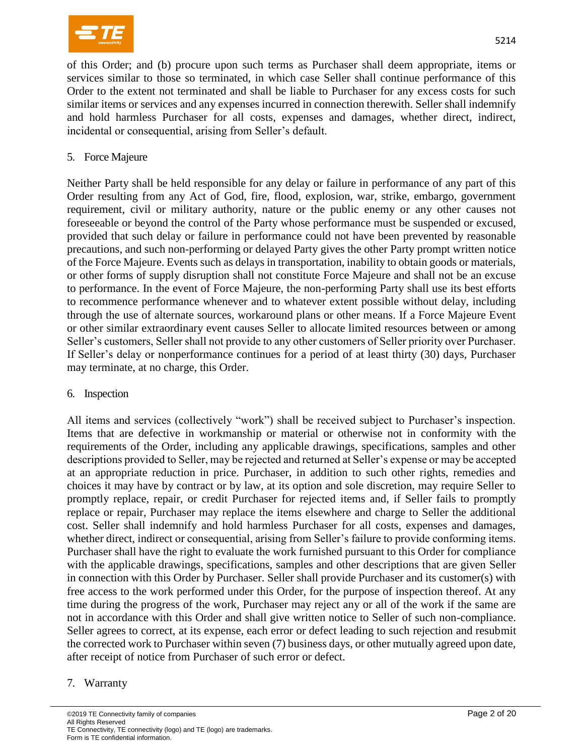of this Order; and (b) procure upon such terms as Purchaser shall deem appropriate, items or services similar to those so terminated, in which case Seller shall continue performance of this Order to the extent not terminated and shall be liable to Purchaser for any excess costs for such similar items or services and any expenses incurred in connection therewith. Seller shall indemnify and hold harmless Purchaser for all costs, expenses and damages, whether direct, indirect, incidental or consequential, arising from Seller's default.

5. Force Majeure

Neither Party shall be held responsible for any delay or failure in performance of any part of this Order resulting from any Act of God, fire, flood, explosion, war, strike, embargo, government requirement, civil or military authority, nature or the public enemy or any other causes not foreseeable or beyond the control of the Party whose performance must be suspended or excused, provided that such delay or failure in performance could not have been prevented by reasonable precautions, and such non-performing or delayed Party gives the other Party prompt written notice of the Force Majeure. Events such as delays in transportation, inability to obtain goods or materials, or other forms of supply disruption shall not constitute Force Majeure and shall not be an excuse to performance. In the event of Force Majeure, the non-performing Party shall use its best efforts to recommence performance whenever and to whatever extent possible without delay, including through the use of alternate sources, workaround plans or other means. If a Force Majeure Event or other similar extraordinary event causes Seller to allocate limited resources between or among Seller's customers, Seller shall not provide to any other customers of Seller priority over Purchaser. If Seller's delay or nonperformance continues for a period of at least thirty (30) days, Purchaser may terminate, at no charge, this Order.

6. Inspection

All items and services (collectively "work") shall be received subject to Purchaser's inspection. Items that are defective in workmanship or material or otherwise not in conformity with the requirements of the Order, including any applicable drawings, specifications, samples and other descriptions provided to Seller, may be rejected and returned at Seller's expense or may be accepted at an appropriate reduction in price. Purchaser, in addition to such other rights, remedies and choices it may have by contract or by law, at its option and sole discretion, may require Seller to promptly replace, repair, or credit Purchaser for rejected items and, if Seller fails to promptly replace or repair, Purchaser may replace the items elsewhere and charge to Seller the additional cost. Seller shall indemnify and hold harmless Purchaser for all costs, expenses and damages, whether direct, indirect or consequential, arising from Seller's failure to provide conforming items. Purchaser shall have the right to evaluate the work furnished pursuant to this Order for compliance with the applicable drawings, specifications, samples and other descriptions that are given Seller in connection with this Order by Purchaser. Seller shall provide Purchaser and its customer(s) with free access to the work performed under this Order, for the purpose of inspection thereof. At any time during the progress of the work, Purchaser may reject any or all of the work if the same are not in accordance with this Order and shall give written notice to Seller of such non-compliance. Seller agrees to correct, at its expense, each error or defect leading to such rejection and resubmit the corrected work to Purchaser within seven (7) business days, or other mutually agreed upon date, after receipt of notice from Purchaser of such error or defect.

7. Warranty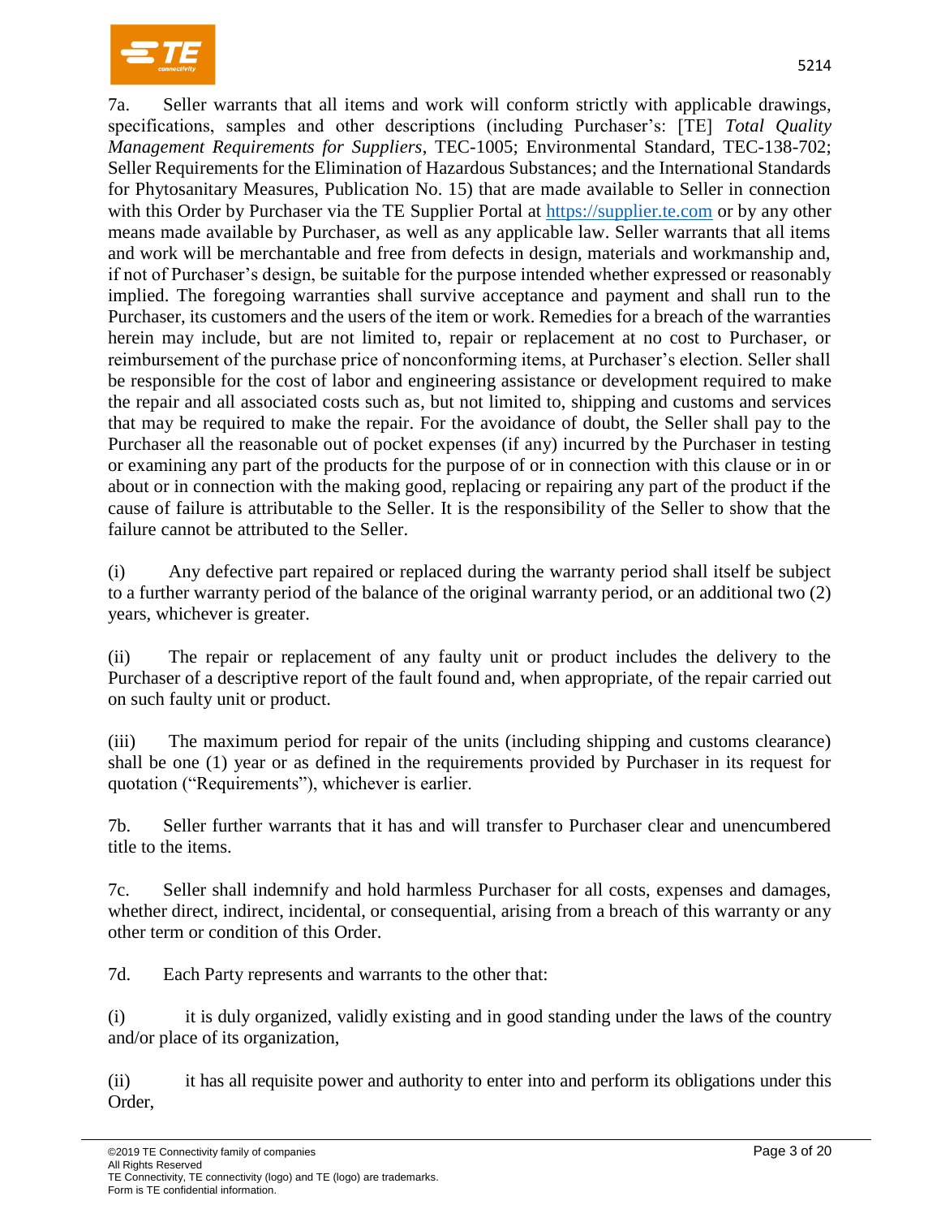7a. Seller warrants that all items and work will conform strictly with applicable drawings, specifications, samples and other descriptions (including Purchaser's: [TE] *Total Quality Management Requirements for Suppliers*, TEC-1005; Environmental Standard, TEC-138-702; Seller Requirements for the Elimination of Hazardous Substances; and the International Standards for Phytosanitary Measures, Publication No. 15) that are made available to Seller in connection with this Order by Purchaser via the TE Supplier Portal at [https://supplier.te.com](https://supplier.te.com) or by any other means made available by Purchaser, as well as any applicable law. Seller warrants that all items and work will be merchantable and free from defects in design, materials and workmanship and, if not of Purchaser's design, be suitable for the purpose intended whether expressed or reasonably implied. The foregoing warranties shall survive acceptance and payment and shall run to the Purchaser, its customers and the users of the item or work. Remedies for a breach of the warranties herein may include, but are not limited to, repair or replacement at no cost to Purchaser, or reimbursement of the purchase price of nonconforming items, at Purchaser's election. Seller shall be responsible for the cost of labor and engineering assistance or development required to make the repair and all associated costs such as, but not limited to, shipping and customs and services that may be required to make the repair. For the avoidance of doubt, the Seller shall pay to the Purchaser all the reasonable out of pocket expenses (if any) incurred by the Purchaser in testing or examining any part of the products for the purpose of or in connection with this clause or in or about or in connection with the making good, replacing or repairing any part of the product if the cause of failure is attributable to the Seller. It is the responsibility of the Seller to show that the failure cannot be attributed to the Seller.

(i) Any defective part repaired or replaced during the warranty period shall itself be subject to a further warranty period of the balance of the original warranty period, or an additional two (2) years, whichever is greater.

(ii) The repair or replacement of any faulty unit or product includes the delivery to the Purchaser of a descriptive report of the fault found and, when appropriate, of the repair carried out on such faulty unit or product.

(iii) The maximum period for repair of the units (including shipping and customs clearance) shall be one (1) year or as defined in the requirements provided by Purchaser in its request for quotation ("Requirements"), whichever is earlier.

7b. Seller further warrants that it has and will transfer to Purchaser clear and unencumbered title to the items.

7c. Seller shall indemnify and hold harmless Purchaser for all costs, expenses and damages, whether direct, indirect, incidental, or consequential, arising from a breach of this warranty or any other term or condition of this Order.

7d. Each Party represents and warrants to the other that:

(i) it is duly organized, validly existing and in good standing under the laws of the country and/or place of its organization,

(ii) it has all requisite power and authority to enter into and perform its obligations under this Order,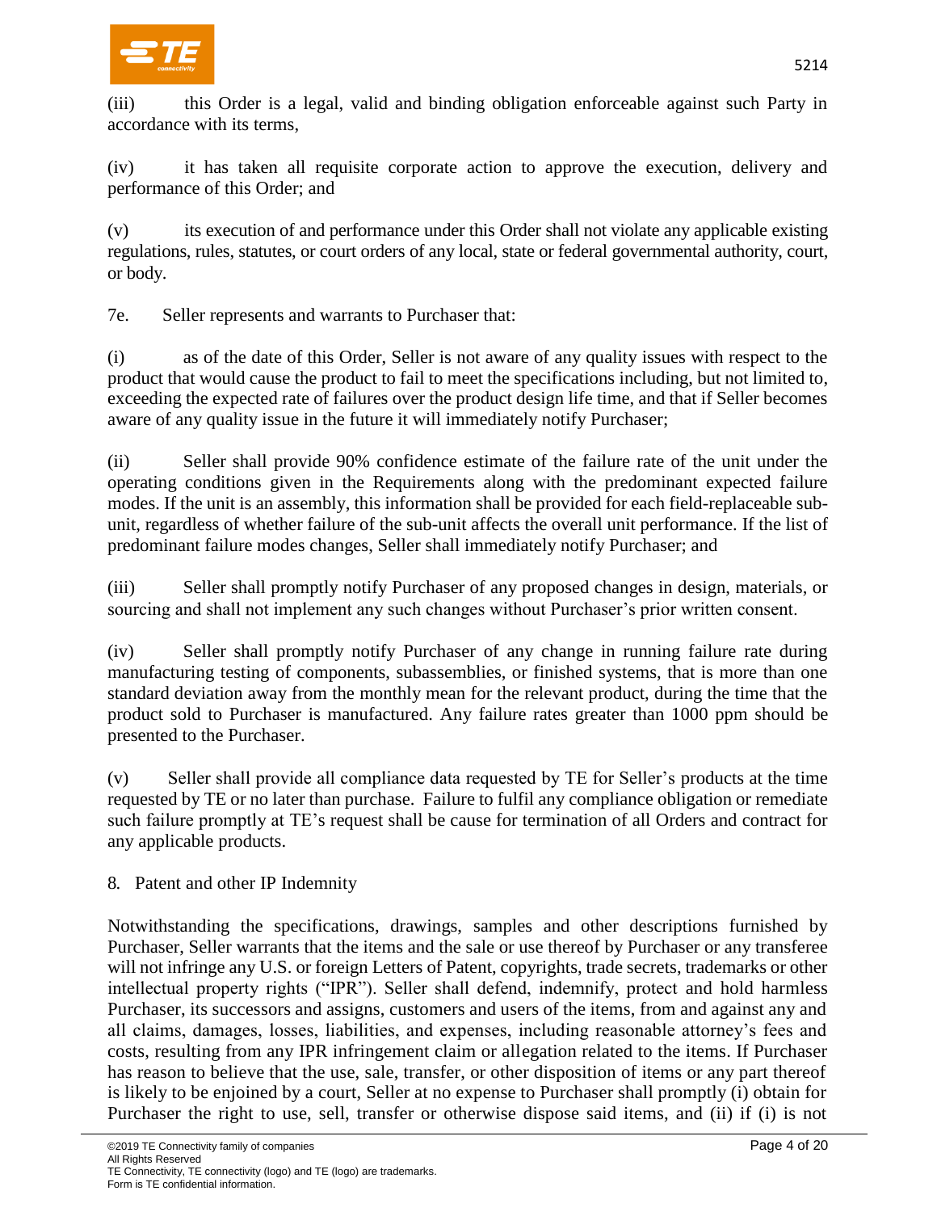(iii) this Order is a legal, valid and binding obligation enforceable against such Party in accordance with its terms,

(iv) it has taken all requisite corporate action to approve the execution, delivery and performance of this Order; and

(v) its execution of and performance under this Order shall not violate any applicable existing regulations, rules, statutes, or court orders of any local, state or federal governmental authority, court, or body.

7e. Seller represents and warrants to Purchaser that:

(i) as of the date of this Order, Seller is not aware of any quality issues with respect to the product that would cause the product to fail to meet the specifications including, but not limited to, exceeding the expected rate of failures over the product design life time, and that if Seller becomes aware of any quality issue in the future it will immediately notify Purchaser;

(ii) Seller shall provide 90% confidence estimate of the failure rate of the unit under the operating conditions given in the Requirements along with the predominant expected failure modes. If the unit is an assembly, this information shall be provided for each field-replaceable sub-unit, regardless of whether failure of the sub-unit affects the overall unit performance. If the list of predominant failure modes changes, Seller shall immediately notify Purchaser; and

(iii) Seller shall promptly notify Purchaser of any proposed changes in design, materials, or sourcing and shall not implement any such changes without Purchaser's prior written consent.

(iv) Seller shall promptly notify Purchaser of any change in running failure rate during manufacturing testing of components, subassemblies, or finished systems, that is more than one standard deviation away from the monthly mean for the relevant product, during the time that the product sold to Purchaser is manufactured. Any failure rates greater than 1000 ppm should be presented to the Purchaser.

(v) Seller shall provide all compliance data requested by TE for Seller's products at the time requested by TE or no later than purchase. Failure to fulfil any compliance obligation or remediate such failure promptly at TE's request shall be cause for termination of all Orders and contract for any applicable products.

8. Patent and other IP Indemnity

Notwithstanding the specifications, drawings, samples and other descriptions furnished by Purchaser, Seller warrants that the items and the sale or use thereof by Purchaser or any transferee will not infringe any U.S. or foreign Letters of Patent, copyrights, trade secrets, trademarks or other intellectual property rights ("IPR"). Seller shall defend, indemnify, protect and hold harmless Purchaser, its successors and assigns, customers and users of the items, from and against any and all claims, damages, losses, liabilities, and expenses, including reasonable attorney's fees and costs, resulting from any IPR infringement claim or allegation related to the items. If Purchaser has reason to believe that the use, sale, transfer, or other disposition of items or any part thereof is likely to be enjoined by a court, Seller at no expense to Purchaser shall promptly (i) obtain for Purchaser the right to use, sell, transfer or otherwise dispose said items, and (ii) if (i) is not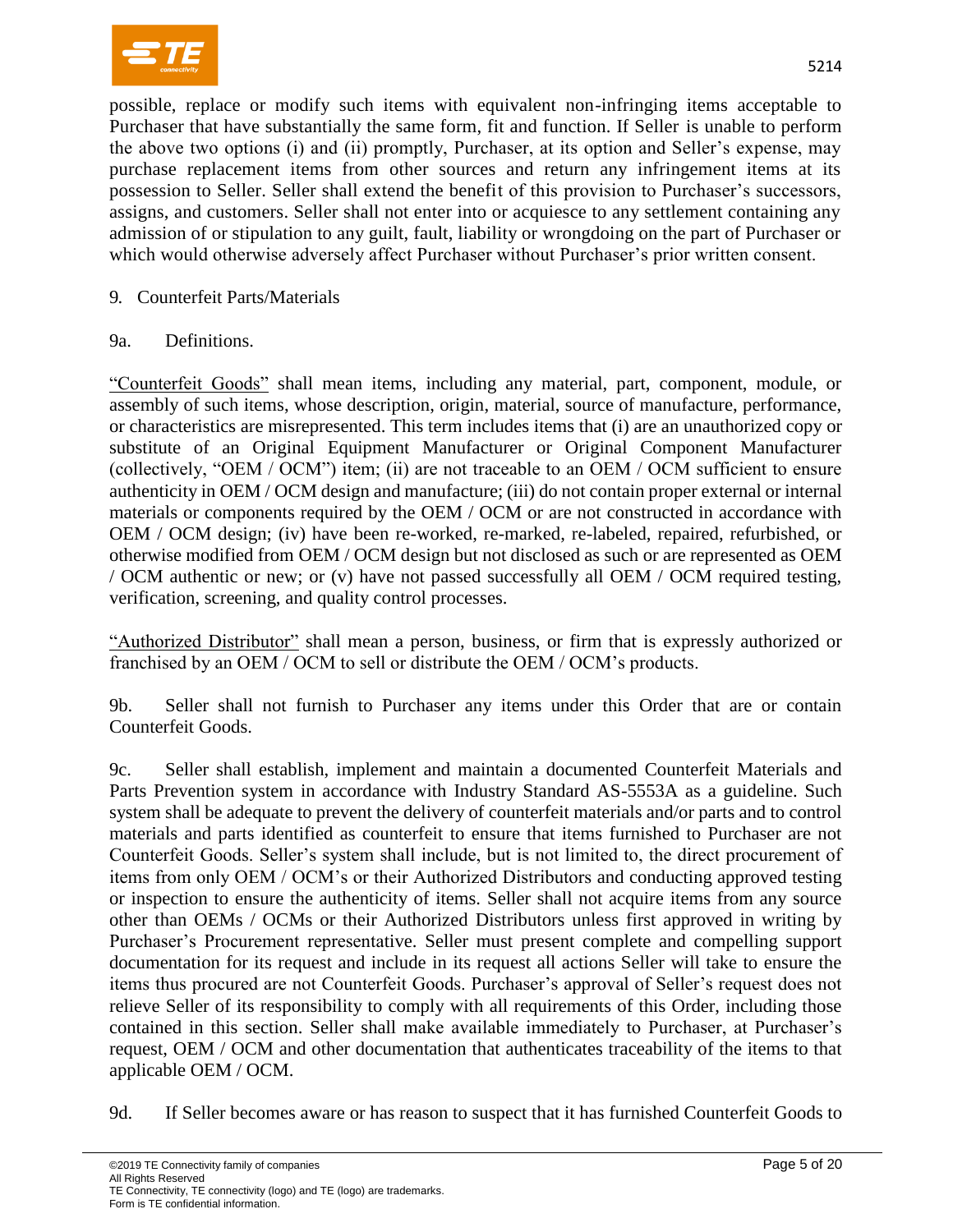possible, replace or modify such items with equivalent non-infringing items acceptable to Purchaser that have substantially the same form, fit and function. If Seller is unable to perform the above two options (i) and (ii) promptly, Purchaser, at its option and Seller's expense, may purchase replacement items from other sources and return any infringement items at its possession to Seller. Seller shall extend the benefit of this provision to Purchaser's successors, assigns, and customers. Seller shall not enter into or acquiesce to any settlement containing any admission of or stipulation to any guilt, fault, liability or wrongdoing on the part of Purchaser or which would otherwise adversely affect Purchaser without Purchaser's prior written consent.

9. Counterfeit Parts/Materials

9a. Definitions.

"Counterfeit Goods" shall mean items, including any material, part, component, module, or assembly of such items, whose description, origin, material, source of manufacture, performance, or characteristics are misrepresented. This term includes items that (i) are an unauthorized copy or substitute of an Original Equipment Manufacturer or Original Component Manufacturer (collectively, "OEM / OCM") item; (ii) are not traceable to an OEM / OCM sufficient to ensure authenticity in OEM / OCM design and manufacture; (iii) do not contain proper external or internal materials or components required by the OEM / OCM or are not constructed in accordance with OEM / OCM design; (iv) have been re-worked, re-marked, re-labeled, repaired, refurbished, or otherwise modified from OEM / OCM design but not disclosed as such or are represented as OEM / OCM authentic or new; or (v) have not passed successfully all OEM / OCM required testing, verification, screening, and quality control processes.

"Authorized Distributor" shall mean a person, business, or firm that is expressly authorized or franchised by an OEM / OCM to sell or distribute the OEM / OCM's products.

9b. Seller shall not furnish to Purchaser any items under this Order that are or contain Counterfeit Goods.

9c. Seller shall establish, implement and maintain a documented Counterfeit Materials and Parts Prevention system in accordance with Industry Standard AS-5553A as a guideline. Such system shall be adequate to prevent the delivery of counterfeit materials and/or parts and to control materials and parts identified as counterfeit to ensure that items furnished to Purchaser are not Counterfeit Goods. Seller's system shall include, but is not limited to, the direct procurement of items from only OEM / OCM's or their Authorized Distributors and conducting approved testing or inspection to ensure the authenticity of items. Seller shall not acquire items from any source other than OEMs / OCMs or their Authorized Distributors unless first approved in writing by Purchaser's Procurement representative. Seller must present complete and compelling support documentation for its request and include in its request all actions Seller will take to ensure the items thus procured are not Counterfeit Goods. Purchaser's approval of Seller's request does not relieve Seller of its responsibility to comply with all requirements of this Order, including those contained in this section. Seller shall make available immediately to Purchaser, at Purchaser's request, OEM / OCM and other documentation that authenticates traceability of the items to that applicable OEM / OCM.

9d. If Seller becomes aware or has reason to suspect that it has furnished Counterfeit Goods to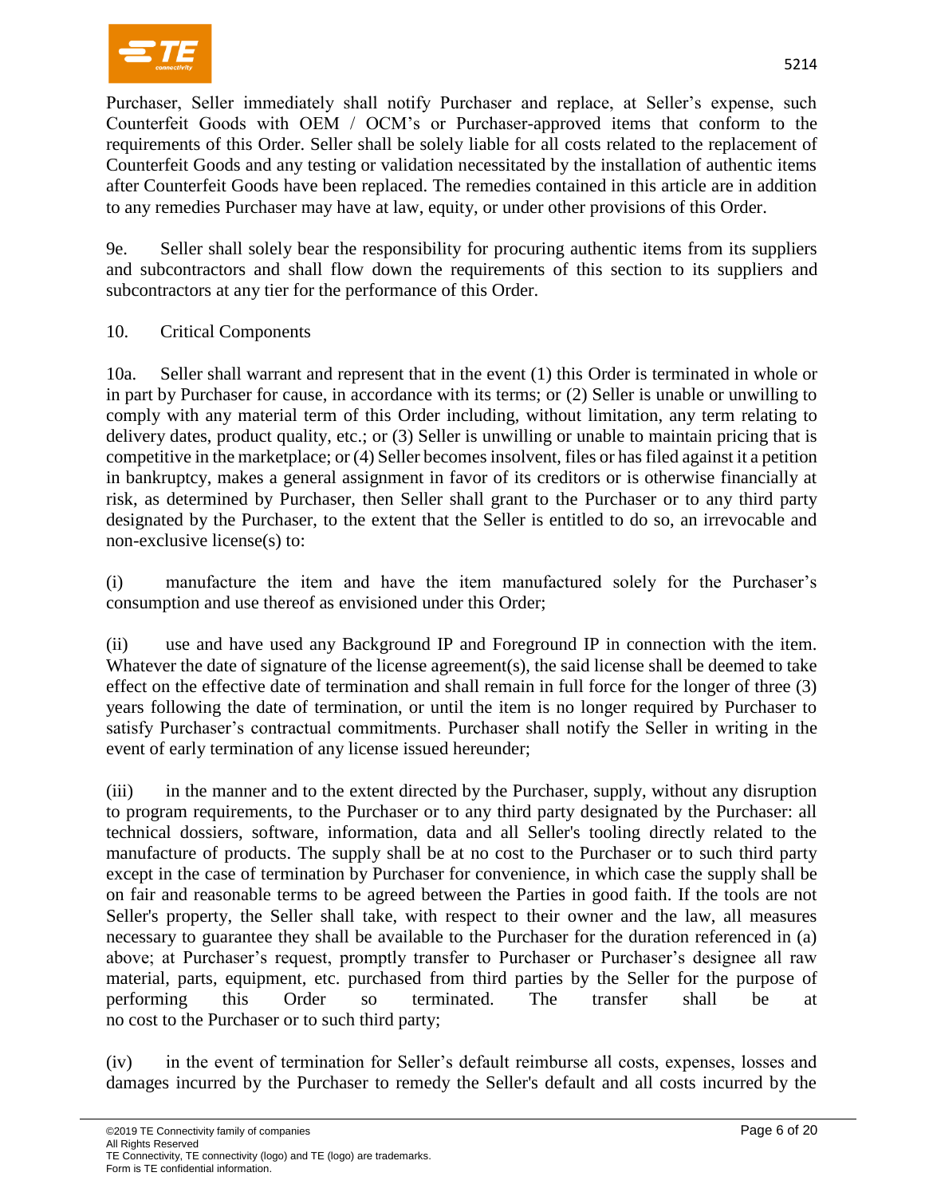Purchaser, Seller immediately shall notify Purchaser and replace, at Seller's expense, such Counterfeit Goods with OEM / OCM's or Purchaser-approved items that conform to the requirements of this Order. Seller shall be solely liable for all costs related to the replacement of Counterfeit Goods and any testing or validation necessitated by the installation of authentic items after Counterfeit Goods have been replaced. The remedies contained in this article are in addition to any remedies Purchaser may have at law, equity, or under other provisions of this Order.

9e. Seller shall solely bear the responsibility for procuring authentic items from its suppliers and subcontractors and shall flow down the requirements of this section to its suppliers and subcontractors at any tier for the performance of this Order.

10. Critical Components

10a. Seller shall warrant and represent that in the event (1) this Order is terminated in whole or in part by Purchaser for cause, in accordance with its terms; or (2) Seller is unable or unwilling to comply with any material term of this Order including, without limitation, any term relating to delivery dates, product quality, etc.; or (3) Seller is unwilling or unable to maintain pricing that is competitive in the marketplace; or (4) Seller becomes insolvent, files or has filed against it a petition in bankruptcy, makes a general assignment in favor of its creditors or is otherwise financially at risk, as determined by Purchaser, then Seller shall grant to the Purchaser or to any third party designated by the Purchaser, to the extent that the Seller is entitled to do so, an irrevocable and non-exclusive license(s) to:

(i) manufacture the item and have the item manufactured solely for the Purchaser's consumption and use thereof as envisioned under this Order;

(ii) use and have used any Background IP and Foreground IP in connection with the item. Whatever the date of signature of the license agreement(s), the said license shall be deemed to take effect on the effective date of termination and shall remain in full force for the longer of three (3) years following the date of termination, or until the item is no longer required by Purchaser to satisfy Purchaser's contractual commitments. Purchaser shall notify the Seller in writing in the event of early termination of any license issued hereunder;

(iii) in the manner and to the extent directed by the Purchaser, supply, without any disruption to program requirements, to the Purchaser or to any third party designated by the Purchaser: all technical dossiers, software, information, data and all Seller's tooling directly related to the manufacture of products. The supply shall be at no cost to the Purchaser or to such third party except in the case of termination by Purchaser for convenience, in which case the supply shall be on fair and reasonable terms to be agreed between the Parties in good faith. If the tools are not Seller's property, the Seller shall take, with respect to their owner and the law, all measures necessary to guarantee they shall be available to the Purchaser for the duration referenced in (a) above; at Purchaser's request, promptly transfer to Purchaser or Purchaser's designee all raw material, parts, equipment, etc. purchased from third parties by the Seller for the purpose of performing this Order so terminated. The transfer shall be at no cost to the Purchaser or to such third party;

(iv) in the event of termination for Seller's default reimburse all costs, expenses, losses and damages incurred by the Purchaser to remedy the Seller's default and all costs incurred by the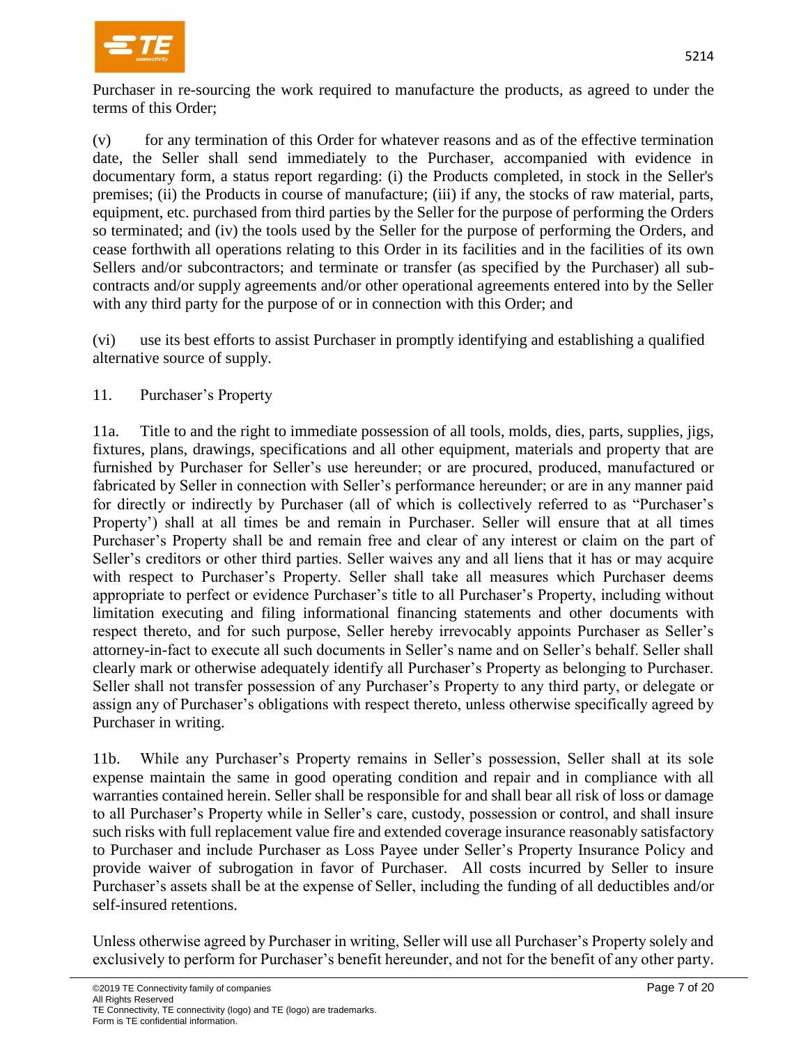Purchaser in re-sourcing the work required to manufacture the products, as agreed to under the terms of this Order;

(v) for any termination of this Order for whatever reasons and as of the effective termination date, the Seller shall send immediately to the Purchaser, accompanied with evidence in documentary form, a status report regarding: (i) the Products completed, in stock in the Seller's premises; (ii) the Products in course of manufacture; (iii) if any, the stocks of raw material, parts, equipment, etc. purchased from third parties by the Seller for the purpose of performing the Orders so terminated; and (iv) the tools used by the Seller for the purpose of performing the Orders, and cease forthwith all operations relating to this Order in its facilities and in the facilities of its own Sellers and/or subcontractors; and terminate or transfer (as specified by the Purchaser) all sub-contracts and/or supply agreements and/or other operational agreements entered into by the Seller with any third party for the purpose of or in connection with this Order; and

(vi) use its best efforts to assist Purchaser in promptly identifying and establishing a qualified alternative source of supply.

11. Purchaser's Property

11a. Title to and the right to immediate possession of all tools, molds, dies, parts, supplies, jigs, fixtures, plans, drawings, specifications and all other equipment, materials and property that are furnished by Purchaser for Seller's use hereunder; or are procured, produced, manufactured or fabricated by Seller in connection with Seller's performance hereunder; or are in any manner paid for directly or indirectly by Purchaser (all of which is collectively referred to as "Purchaser's Property') shall at all times be and remain in Purchaser. Seller will ensure that at all times Purchaser's Property shall be and remain free and clear of any interest or claim on the part of Seller's creditors or other third parties. Seller waives any and all liens that it has or may acquire with respect to Purchaser's Property. Seller shall take all measures which Purchaser deems appropriate to perfect or evidence Purchaser's title to all Purchaser's Property, including without limitation executing and filing informational financing statements and other documents with respect thereto, and for such purpose, Seller hereby irrevocably appoints Purchaser as Seller's attorney-in-fact to execute all such documents in Seller's name and on Seller's behalf. Seller shall clearly mark or otherwise adequately identify all Purchaser's Property as belonging to Purchaser. Seller shall not transfer possession of any Purchaser's Property to any third party, or delegate or assign any of Purchaser's obligations with respect thereto, unless otherwise specifically agreed by Purchaser in writing.

11b. While any Purchaser's Property remains in Seller's possession, Seller shall at its sole expense maintain the same in good operating condition and repair and in compliance with all warranties contained herein. Seller shall be responsible for and shall bear all risk of loss or damage to all Purchaser's Property while in Seller's care, custody, possession or control, and shall insure such risks with full replacement value fire and extended coverage insurance reasonably satisfactory to Purchaser and include Purchaser as Loss Payee under Seller's Property Insurance Policy and provide waiver of subrogation in favor of Purchaser. All costs incurred by Seller to insure Purchaser's assets shall be at the expense of Seller, including the funding of all deductibles and/or self-insured retentions.

Unless otherwise agreed by Purchaser in writing, Seller will use all Purchaser's Property solely and exclusively to perform for Purchaser's benefit hereunder, and not for the benefit of any other party.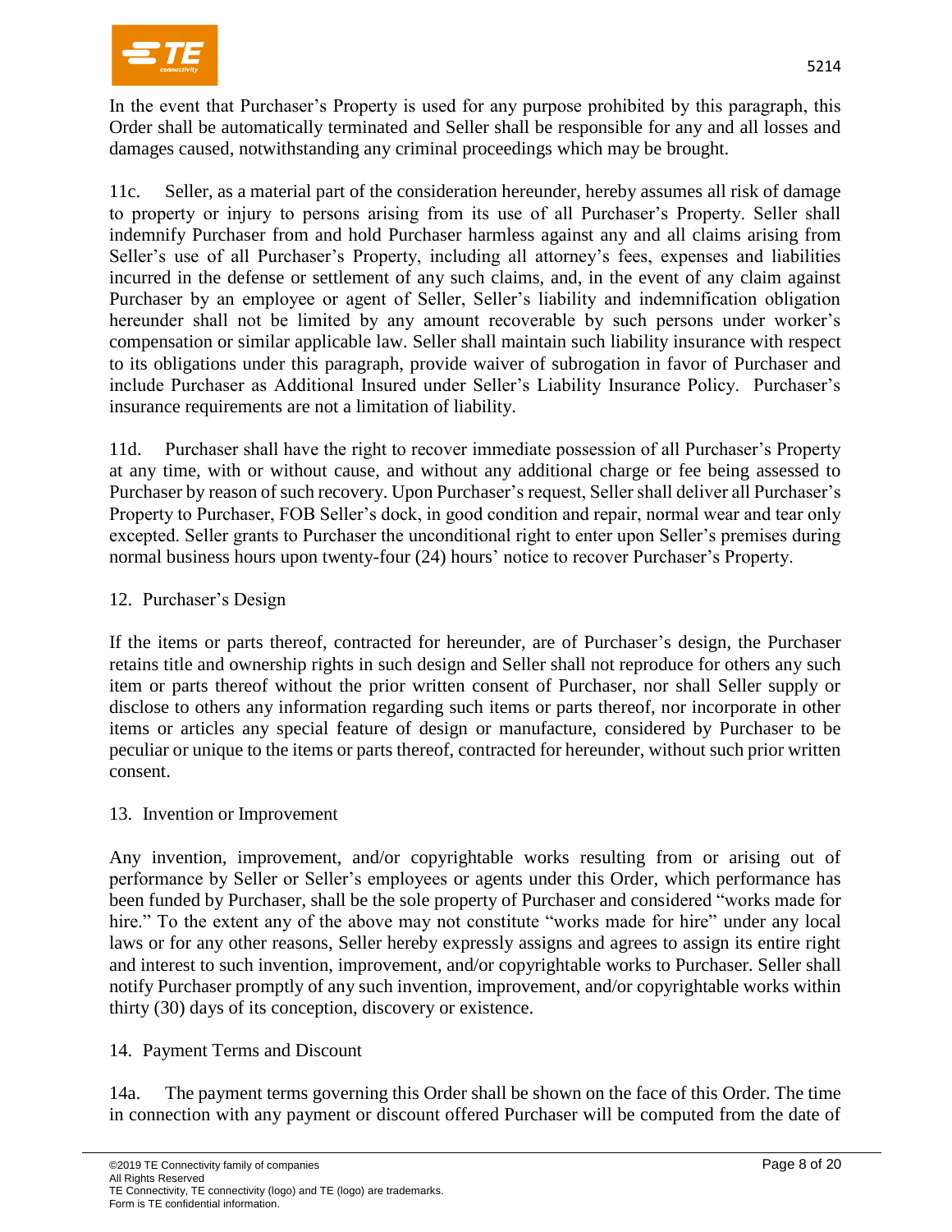In the event that Purchaser's Property is used for any purpose prohibited by this paragraph, this Order shall be automatically terminated and Seller shall be responsible for any and all losses and damages caused, notwithstanding any criminal proceedings which may be brought.

11c. Seller, as a material part of the consideration hereunder, hereby assumes all risk of damage to property or injury to persons arising from its use of all Purchaser's Property. Seller shall indemnify Purchaser from and hold Purchaser harmless against any and all claims arising from Seller's use of all Purchaser's Property, including all attorney's fees, expenses and liabilities incurred in the defense or settlement of any such claims, and, in the event of any claim against Purchaser by an employee or agent of Seller, Seller's liability and indemnification obligation hereunder shall not be limited by any amount recoverable by such persons under worker's compensation or similar applicable law. Seller shall maintain such liability insurance with respect to its obligations under this paragraph, provide waiver of subrogation in favor of Purchaser and include Purchaser as Additional Insured under Seller's Liability Insurance Policy. Purchaser's insurance requirements are not a limitation of liability.

11d. Purchaser shall have the right to recover immediate possession of all Purchaser's Property at any time, with or without cause, and without any additional charge or fee being assessed to Purchaser by reason of such recovery. Upon Purchaser's request, Seller shall deliver all Purchaser's Property to Purchaser, FOB Seller's dock, in good condition and repair, normal wear and tear only excepted. Seller grants to Purchaser the unconditional right to enter upon Seller's premises during normal business hours upon twenty-four (24) hours' notice to recover Purchaser's Property.

## 12. Purchaser's Design

If the items or parts thereof, contracted for hereunder, are of Purchaser's design, the Purchaser retains title and ownership rights in such design and Seller shall not reproduce for others any such item or parts thereof without the prior written consent of Purchaser, nor shall Seller supply or disclose to others any information regarding such items or parts thereof, nor incorporate in other items or articles any special feature of design or manufacture, considered by Purchaser to be peculiar or unique to the items or parts thereof, contracted for hereunder, without such prior written consent.

## 13. Invention or Improvement

Any invention, improvement, and/or copyrightable works resulting from or arising out of performance by Seller or Seller's employees or agents under this Order, which performance has been funded by Purchaser, shall be the sole property of Purchaser and considered "works made for hire." To the extent any of the above may not constitute "works made for hire" under any local laws or for any other reasons, Seller hereby expressly assigns and agrees to assign its entire right and interest to such invention, improvement, and/or copyrightable works to Purchaser. Seller shall notify Purchaser promptly of any such invention, improvement, and/or copyrightable works within thirty (30) days of its conception, discovery or existence.

## 14. Payment Terms and Discount

14a. The payment terms governing this Order shall be shown on the face of this Order. The time in connection with any payment or discount offered Purchaser will be computed from the date of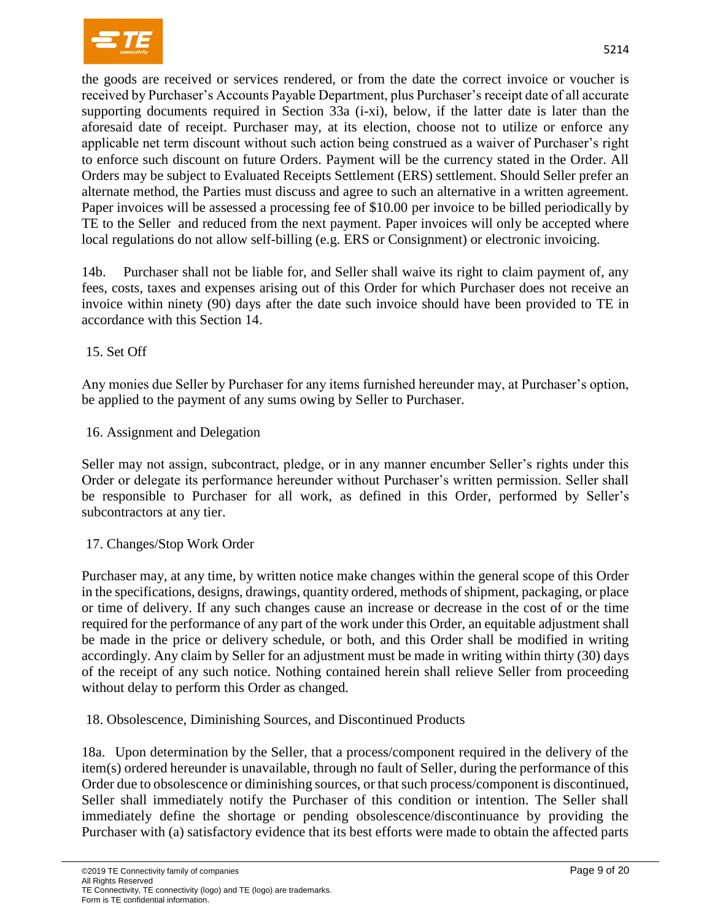the goods are received or services rendered, or from the date the correct invoice or voucher is received by Purchaser's Accounts Payable Department, plus Purchaser's receipt date of all accurate supporting documents required in Section 33a (i-xi), below, if the latter date is later than the aforesaid date of receipt. Purchaser may, at its election, choose not to utilize or enforce any applicable net term discount without such action being construed as a waiver of Purchaser's right to enforce such discount on future Orders. Payment will be the currency stated in the Order. All Orders may be subject to Evaluated Receipts Settlement (ERS) settlement. Should Seller prefer an alternate method, the Parties must discuss and agree to such an alternative in a written agreement. Paper invoices will be assessed a processing fee of $10.00 per invoice to be billed periodically by TE to the Seller and reduced from the next payment. Paper invoices will only be accepted where local regulations do not allow self-billing (e.g. ERS or Consignment) or electronic invoicing.

14b. Purchaser shall not be liable for, and Seller shall waive its right to claim payment of, any fees, costs, taxes and expenses arising out of this Order for which Purchaser does not receive an invoice within ninety (90) days after the date such invoice should have been provided to TE in accordance with this Section 14.

## 15. Set Off

Any monies due Seller by Purchaser for any items furnished hereunder may, at Purchaser's option, be applied to the payment of any sums owing by Seller to Purchaser.

## 16. Assignment and Delegation

Seller may not assign, subcontract, pledge, or in any manner encumber Seller's rights under this Order or delegate its performance hereunder without Purchaser's written permission. Seller shall be responsible to Purchaser for all work, as defined in this Order, performed by Seller's subcontractors at any tier.

## 17. Changes/Stop Work Order

Purchaser may, at any time, by written notice make changes within the general scope of this Order in the specifications, designs, drawings, quantity ordered, methods of shipment, packaging, or place or time of delivery. If any such changes cause an increase or decrease in the cost of or the time required for the performance of any part of the work under this Order, an equitable adjustment shall be made in the price or delivery schedule, or both, and this Order shall be modified in writing accordingly. Any claim by Seller for an adjustment must be made in writing within thirty (30) days of the receipt of any such notice. Nothing contained herein shall relieve Seller from proceeding without delay to perform this Order as changed.

## 18. Obsolescence, Diminishing Sources, and Discontinued Products

18a. Upon determination by the Seller, that a process/component required in the delivery of the item(s) ordered hereunder is unavailable, through no fault of Seller, during the performance of this Order due to obsolescence or diminishing sources, or that such process/component is discontinued, Seller shall immediately notify the Purchaser of this condition or intention. The Seller shall immediately define the shortage or pending obsolescence/discontinuance by providing the Purchaser with (a) satisfactory evidence that its best efforts were made to obtain the affected parts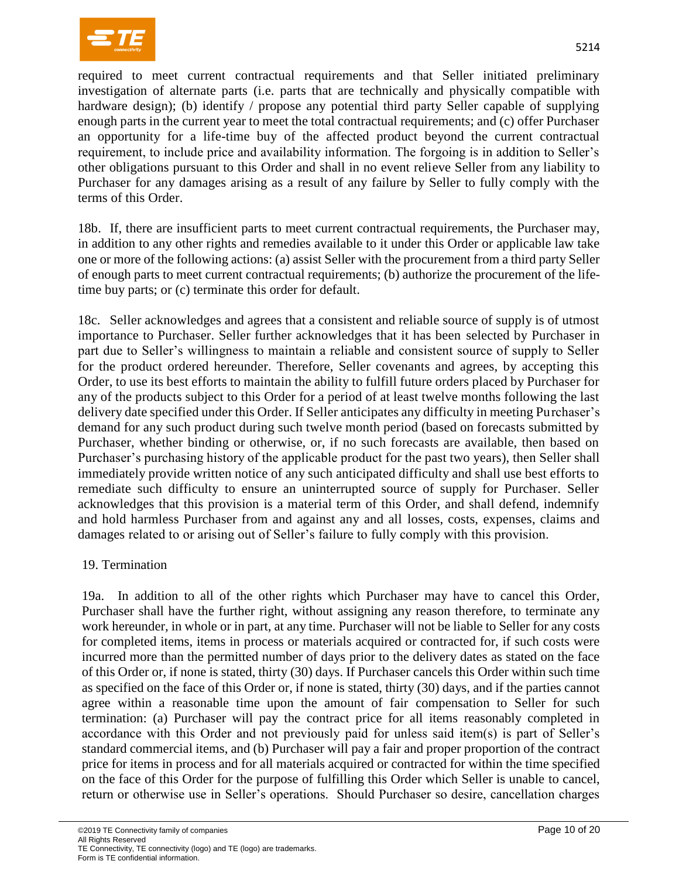required to meet current contractual requirements and that Seller initiated preliminary investigation of alternate parts (i.e. parts that are technically and physically compatible with hardware design); (b) identify / propose any potential third party Seller capable of supplying enough parts in the current year to meet the total contractual requirements; and (c) offer Purchaser an opportunity for a life-time buy of the affected product beyond the current contractual requirement, to include price and availability information. The forgoing is in addition to Seller's other obligations pursuant to this Order and shall in no event relieve Seller from any liability to Purchaser for any damages arising as a result of any failure by Seller to fully comply with the terms of this Order.

18b. If, there are insufficient parts to meet current contractual requirements, the Purchaser may, in addition to any other rights and remedies available to it under this Order or applicable law take one or more of the following actions: (a) assist Seller with the procurement from a third party Seller of enough parts to meet current contractual requirements; (b) authorize the procurement of the life-time buy parts; or (c) terminate this order for default.

18c. Seller acknowledges and agrees that a consistent and reliable source of supply is of utmost importance to Purchaser. Seller further acknowledges that it has been selected by Purchaser in part due to Seller's willingness to maintain a reliable and consistent source of supply to Seller for the product ordered hereunder. Therefore, Seller covenants and agrees, by accepting this Order, to use its best efforts to maintain the ability to fulfill future orders placed by Purchaser for any of the products subject to this Order for a period of at least twelve months following the last delivery date specified under this Order. If Seller anticipates any difficulty in meeting Purchaser's demand for any such product during such twelve month period (based on forecasts submitted by Purchaser, whether binding or otherwise, or, if no such forecasts are available, then based on Purchaser's purchasing history of the applicable product for the past two years), then Seller shall immediately provide written notice of any such anticipated difficulty and shall use best efforts to remediate such difficulty to ensure an uninterrupted source of supply for Purchaser. Seller acknowledges that this provision is a material term of this Order, and shall defend, indemnify and hold harmless Purchaser from and against any and all losses, costs, expenses, claims and damages related to or arising out of Seller's failure to fully comply with this provision.

19. Termination

19a. In addition to all of the other rights which Purchaser may have to cancel this Order, Purchaser shall have the further right, without assigning any reason therefore, to terminate any work hereunder, in whole or in part, at any time. Purchaser will not be liable to Seller for any costs for completed items, items in process or materials acquired or contracted for, if such costs were incurred more than the permitted number of days prior to the delivery dates as stated on the face of this Order or, if none is stated, thirty (30) days. If Purchaser cancels this Order within such time as specified on the face of this Order or, if none is stated, thirty (30) days, and if the parties cannot agree within a reasonable time upon the amount of fair compensation to Seller for such termination: (a) Purchaser will pay the contract price for all items reasonably completed in accordance with this Order and not previously paid for unless said item(s) is part of Seller's standard commercial items, and (b) Purchaser will pay a fair and proper proportion of the contract price for items in process and for all materials acquired or contracted for within the time specified on the face of this Order for the purpose of fulfilling this Order which Seller is unable to cancel, return or otherwise use in Seller's operations. Should Purchaser so desire, cancellation charges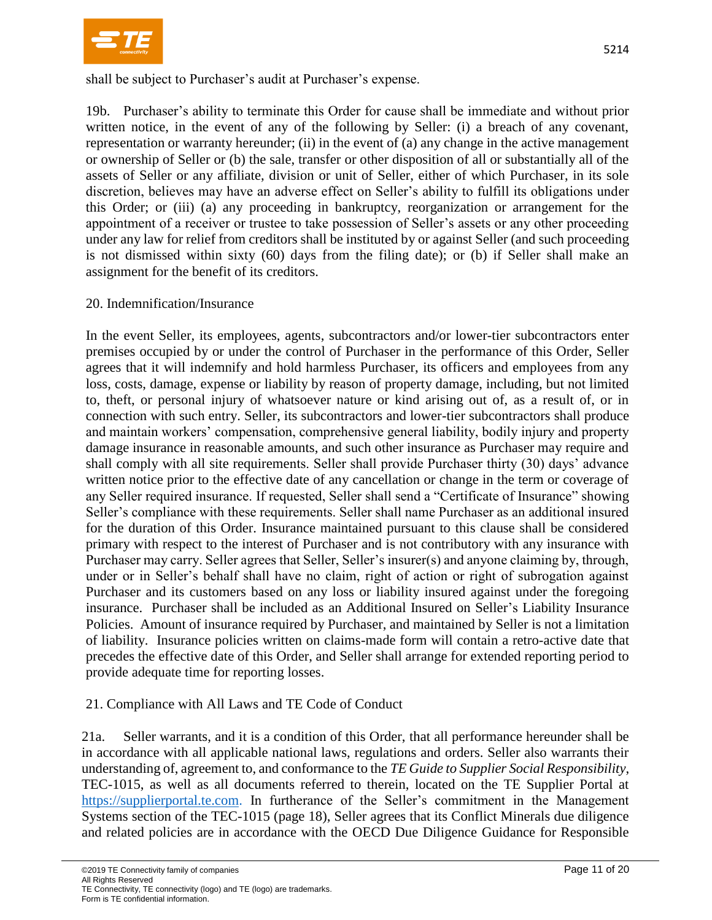shall be subject to Purchaser's audit at Purchaser's expense.

19b. Purchaser's ability to terminate this Order for cause shall be immediate and without prior written notice, in the event of any of the following by Seller: (i) a breach of any covenant, representation or warranty hereunder; (ii) in the event of (a) any change in the active management or ownership of Seller or (b) the sale, transfer or other disposition of all or substantially all of the assets of Seller or any affiliate, division or unit of Seller, either of which Purchaser, in its sole discretion, believes may have an adverse effect on Seller's ability to fulfill its obligations under this Order; or (iii) (a) any proceeding in bankruptcy, reorganization or arrangement for the appointment of a receiver or trustee to take possession of Seller's assets or any other proceeding under any law for relief from creditors shall be instituted by or against Seller (and such proceeding is not dismissed within sixty (60) days from the filing date); or (b) if Seller shall make an assignment for the benefit of its creditors.

## 20. Indemnification/Insurance

In the event Seller, its employees, agents, subcontractors and/or lower-tier subcontractors enter premises occupied by or under the control of Purchaser in the performance of this Order, Seller agrees that it will indemnify and hold harmless Purchaser, its officers and employees from any loss, costs, damage, expense or liability by reason of property damage, including, but not limited to, theft, or personal injury of whatsoever nature or kind arising out of, as a result of, or in connection with such entry. Seller, its subcontractors and lower-tier subcontractors shall produce and maintain workers' compensation, comprehensive general liability, bodily injury and property damage insurance in reasonable amounts, and such other insurance as Purchaser may require and shall comply with all site requirements. Seller shall provide Purchaser thirty (30) days' advance written notice prior to the effective date of any cancellation or change in the term or coverage of any Seller required insurance. If requested, Seller shall send a "Certificate of Insurance" showing Seller's compliance with these requirements. Seller shall name Purchaser as an additional insured for the duration of this Order. Insurance maintained pursuant to this clause shall be considered primary with respect to the interest of Purchaser and is not contributory with any insurance with Purchaser may carry. Seller agrees that Seller, Seller's insurer(s) and anyone claiming by, through, under or in Seller's behalf shall have no claim, right of action or right of subrogation against Purchaser and its customers based on any loss or liability insured against under the foregoing insurance. Purchaser shall be included as an Additional Insured on Seller's Liability Insurance Policies. Amount of insurance required by Purchaser, and maintained by Seller is not a limitation of liability. Insurance policies written on claims-made form will contain a retro-active date that precedes the effective date of this Order, and Seller shall arrange for extended reporting period to provide adequate time for reporting losses.

## 21. Compliance with All Laws and TE Code of Conduct

21a. Seller warrants, and it is a condition of this Order, that all performance hereunder shall be in accordance with all applicable national laws, regulations and orders. Seller also warrants their understanding of, agreement to, and conformance to the *TE Guide to Supplier Social Responsibility*, TEC-1015, as well as all documents referred to therein, located on the TE Supplier Portal at https://supplierportal.te.com. In furtherance of the Seller's commitment in the Management Systems section of the TEC-1015 (page 18), Seller agrees that its Conflict Minerals due diligence and related policies are in accordance with the OECD Due Diligence Guidance for Responsible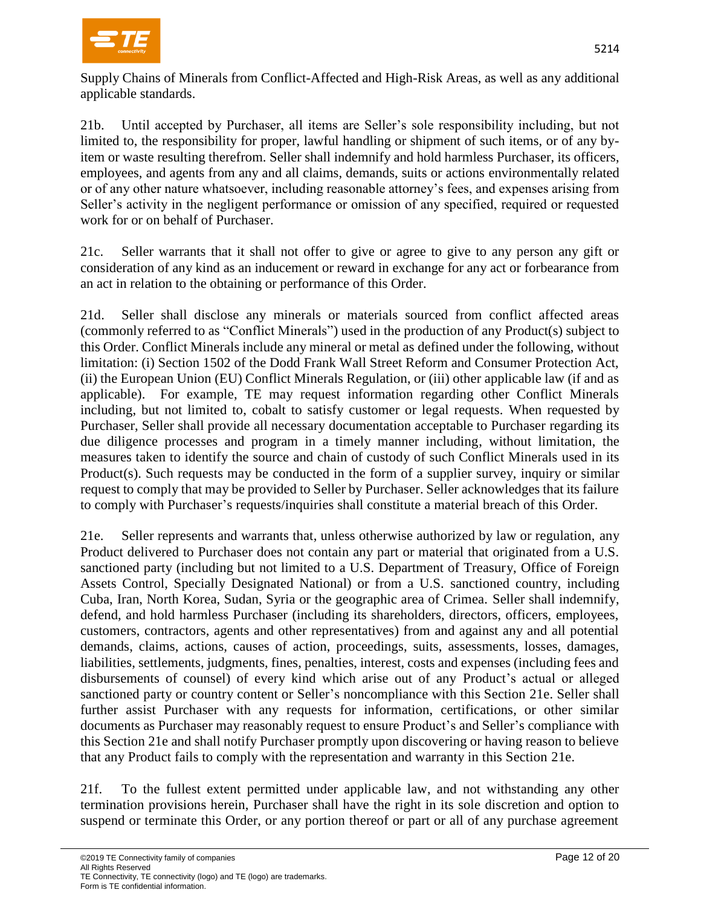Supply Chains of Minerals from Conflict-Affected and High-Risk Areas, as well as any additional applicable standards.

21b. Until accepted by Purchaser, all items are Seller's sole responsibility including, but not limited to, the responsibility for proper, lawful handling or shipment of such items, or of any by-item or waste resulting therefrom. Seller shall indemnify and hold harmless Purchaser, its officers, employees, and agents from any and all claims, demands, suits or actions environmentally related or of any other nature whatsoever, including reasonable attorney's fees, and expenses arising from Seller's activity in the negligent performance or omission of any specified, required or requested work for or on behalf of Purchaser.

21c. Seller warrants that it shall not offer to give or agree to give to any person any gift or consideration of any kind as an inducement or reward in exchange for any act or forbearance from an act in relation to the obtaining or performance of this Order.

21d. Seller shall disclose any minerals or materials sourced from conflict affected areas (commonly referred to as "Conflict Minerals") used in the production of any Product(s) subject to this Order. Conflict Minerals include any mineral or metal as defined under the following, without limitation: (i) Section 1502 of the Dodd Frank Wall Street Reform and Consumer Protection Act, (ii) the European Union (EU) Conflict Minerals Regulation, or (iii) other applicable law (if and as applicable). For example, TE may request information regarding other Conflict Minerals including, but not limited to, cobalt to satisfy customer or legal requests. When requested by Purchaser, Seller shall provide all necessary documentation acceptable to Purchaser regarding its due diligence processes and program in a timely manner including, without limitation, the measures taken to identify the source and chain of custody of such Conflict Minerals used in its Product(s). Such requests may be conducted in the form of a supplier survey, inquiry or similar request to comply that may be provided to Seller by Purchaser. Seller acknowledges that its failure to comply with Purchaser's requests/inquiries shall constitute a material breach of this Order.

21e. Seller represents and warrants that, unless otherwise authorized by law or regulation, any Product delivered to Purchaser does not contain any part or material that originated from a U.S. sanctioned party (including but not limited to a U.S. Department of Treasury, Office of Foreign Assets Control, Specially Designated National) or from a U.S. sanctioned country, including Cuba, Iran, North Korea, Sudan, Syria or the geographic area of Crimea. Seller shall indemnify, defend, and hold harmless Purchaser (including its shareholders, directors, officers, employees, customers, contractors, agents and other representatives) from and against any and all potential demands, claims, actions, causes of action, proceedings, suits, assessments, losses, damages, liabilities, settlements, judgments, fines, penalties, interest, costs and expenses (including fees and disbursements of counsel) of every kind which arise out of any Product's actual or alleged sanctioned party or country content or Seller's noncompliance with this Section 21e. Seller shall further assist Purchaser with any requests for information, certifications, or other similar documents as Purchaser may reasonably request to ensure Product's and Seller's compliance with this Section 21e and shall notify Purchaser promptly upon discovering or having reason to believe that any Product fails to comply with the representation and warranty in this Section 21e.

21f. To the fullest extent permitted under applicable law, and not withstanding any other termination provisions herein, Purchaser shall have the right in its sole discretion and option to suspend or terminate this Order, or any portion thereof or part or all of any purchase agreement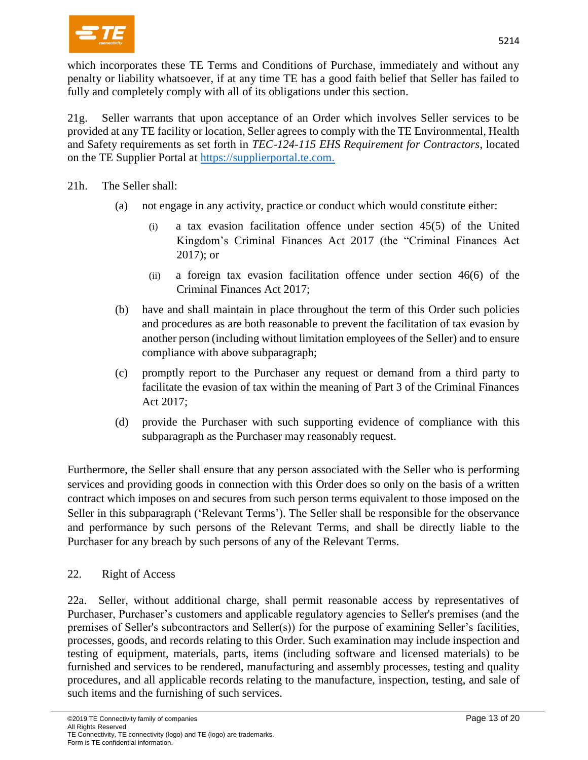which incorporates these TE Terms and Conditions of Purchase, immediately and without any penalty or liability whatsoever, if at any time TE has a good faith belief that Seller has failed to fully and completely comply with all of its obligations under this section.

21g. Seller warrants that upon acceptance of an Order which involves Seller services to be provided at any TE facility or location, Seller agrees to comply with the TE Environmental, Health and Safety requirements as set forth in *TEC-124-115 EHS Requirement for Contractors*, located on the TE Supplier Portal at [https://supplierportal.te.com.](https://supplierportal.te.com)

21h. The Seller shall:

(a) not engage in any activity, practice or conduct which would constitute either:

(i) a tax evasion facilitation offence under section 45(5) of the United Kingdom's Criminal Finances Act 2017 (the "Criminal Finances Act 2017); or

(ii) a foreign tax evasion facilitation offence under section 46(6) of the Criminal Finances Act 2017;

(b) have and shall maintain in place throughout the term of this Order such policies and procedures as are both reasonable to prevent the facilitation of tax evasion by another person (including without limitation employees of the Seller) and to ensure compliance with above subparagraph;

(c) promptly report to the Purchaser any request or demand from a third party to facilitate the evasion of tax within the meaning of Part 3 of the Criminal Finances Act 2017;

(d) provide the Purchaser with such supporting evidence of compliance with this subparagraph as the Purchaser may reasonably request.

Furthermore, the Seller shall ensure that any person associated with the Seller who is performing services and providing goods in connection with this Order does so only on the basis of a written contract which imposes on and secures from such person terms equivalent to those imposed on the Seller in this subparagraph ('Relevant Terms'). The Seller shall be responsible for the observance and performance by such persons of the Relevant Terms, and shall be directly liable to the Purchaser for any breach by such persons of any of the Relevant Terms.

## 22. Right of Access

22a. Seller, without additional charge, shall permit reasonable access by representatives of Purchaser, Purchaser's customers and applicable regulatory agencies to Seller's premises (and the premises of Seller's subcontractors and Seller(s)) for the purpose of examining Seller's facilities, processes, goods, and records relating to this Order. Such examination may include inspection and testing of equipment, materials, parts, items (including software and licensed materials) to be furnished and services to be rendered, manufacturing and assembly processes, testing and quality procedures, and all applicable records relating to the manufacture, inspection, testing, and sale of such items and the furnishing of such services.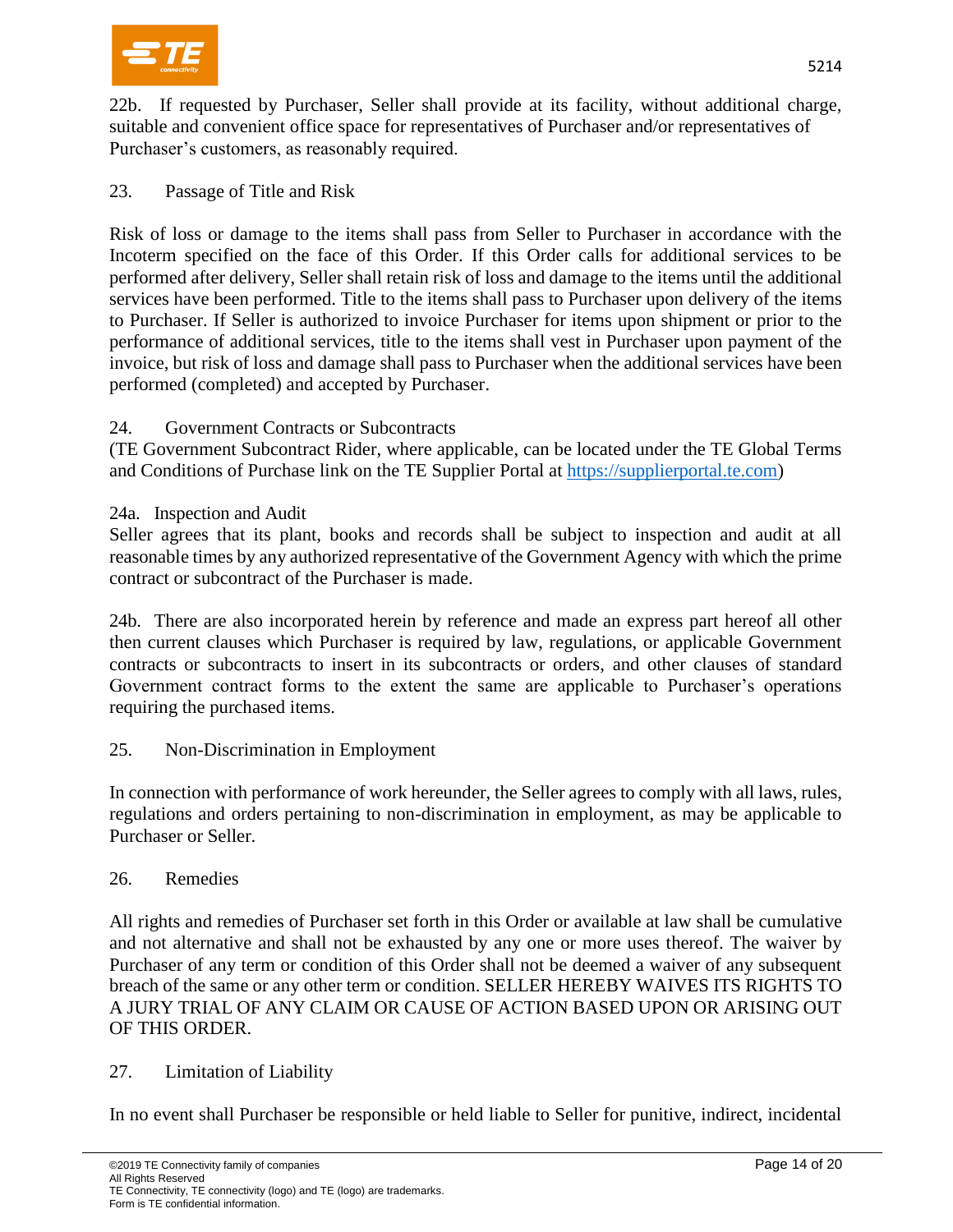22b. If requested by Purchaser, Seller shall provide at its facility, without additional charge, suitable and convenient office space for representatives of Purchaser and/or representatives of Purchaser's customers, as reasonably required.

## 23. Passage of Title and Risk

Risk of loss or damage to the items shall pass from Seller to Purchaser in accordance with the Incoterm specified on the face of this Order. If this Order calls for additional services to be performed after delivery, Seller shall retain risk of loss and damage to the items until the additional services have been performed. Title to the items shall pass to Purchaser upon delivery of the items to Purchaser. If Seller is authorized to invoice Purchaser for items upon shipment or prior to the performance of additional services, title to the items shall vest in Purchaser upon payment of the invoice, but risk of loss and damage shall pass to Purchaser when the additional services have been performed (completed) and accepted by Purchaser.

## 24. Government Contracts or Subcontracts

(TE Government Subcontract Rider, where applicable, can be located under the TE Global Terms and Conditions of Purchase link on the TE Supplier Portal at [https://supplierportal.te.com](https://supplierportal.te.com))

24a. Inspection and Audit

Seller agrees that its plant, books and records shall be subject to inspection and audit at all reasonable times by any authorized representative of the Government Agency with which the prime contract or subcontract of the Purchaser is made.

24b. There are also incorporated herein by reference and made an express part hereof all other then current clauses which Purchaser is required by law, regulations, or applicable Government contracts or subcontracts to insert in its subcontracts or orders, and other clauses of standard Government contract forms to the extent the same are applicable to Purchaser's operations requiring the purchased items.

## 25. Non-Discrimination in Employment

In connection with performance of work hereunder, the Seller agrees to comply with all laws, rules, regulations and orders pertaining to non-discrimination in employment, as may be applicable to Purchaser or Seller.

## 26. Remedies

All rights and remedies of Purchaser set forth in this Order or available at law shall be cumulative and not alternative and shall not be exhausted by any one or more uses thereof. The waiver by Purchaser of any term or condition of this Order shall not be deemed a waiver of any subsequent breach of the same or any other term or condition. SELLER HEREBY WAIVES ITS RIGHTS TO A JURY TRIAL OF ANY CLAIM OR CAUSE OF ACTION BASED UPON OR ARISING OUT OF THIS ORDER.

## 27. Limitation of Liability

In no event shall Purchaser be responsible or held liable to Seller for punitive, indirect, incidental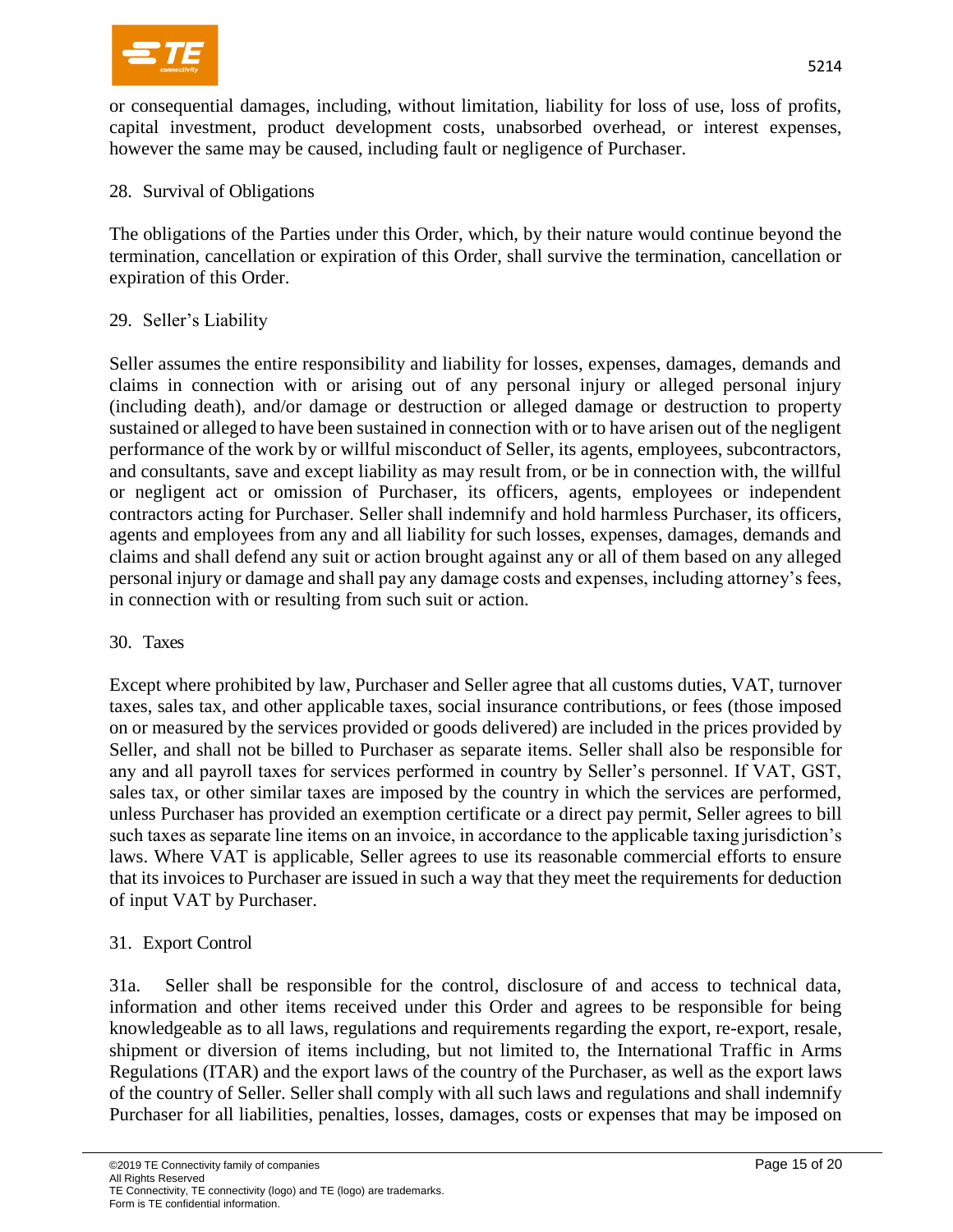or consequential damages, including, without limitation, liability for loss of use, loss of profits, capital investment, product development costs, unabsorbed overhead, or interest expenses, however the same may be caused, including fault or negligence of Purchaser.

28. Survival of Obligations

The obligations of the Parties under this Order, which, by their nature would continue beyond the termination, cancellation or expiration of this Order, shall survive the termination, cancellation or expiration of this Order.

29. Seller's Liability

Seller assumes the entire responsibility and liability for losses, expenses, damages, demands and claims in connection with or arising out of any personal injury or alleged personal injury (including death), and/or damage or destruction or alleged damage or destruction to property sustained or alleged to have been sustained in connection with or to have arisen out of the negligent performance of the work by or willful misconduct of Seller, its agents, employees, subcontractors, and consultants, save and except liability as may result from, or be in connection with, the willful or negligent act or omission of Purchaser, its officers, agents, employees or independent contractors acting for Purchaser. Seller shall indemnify and hold harmless Purchaser, its officers, agents and employees from any and all liability for such losses, expenses, damages, demands and claims and shall defend any suit or action brought against any or all of them based on any alleged personal injury or damage and shall pay any damage costs and expenses, including attorney's fees, in connection with or resulting from such suit or action.

30. Taxes

Except where prohibited by law, Purchaser and Seller agree that all customs duties, VAT, turnover taxes, sales tax, and other applicable taxes, social insurance contributions, or fees (those imposed on or measured by the services provided or goods delivered) are included in the prices provided by Seller, and shall not be billed to Purchaser as separate items. Seller shall also be responsible for any and all payroll taxes for services performed in country by Seller's personnel. If VAT, GST, sales tax, or other similar taxes are imposed by the country in which the services are performed, unless Purchaser has provided an exemption certificate or a direct pay permit, Seller agrees to bill such taxes as separate line items on an invoice, in accordance to the applicable taxing jurisdiction's laws. Where VAT is applicable, Seller agrees to use its reasonable commercial efforts to ensure that its invoices to Purchaser are issued in such a way that they meet the requirements for deduction of input VAT by Purchaser.

31. Export Control

31a. Seller shall be responsible for the control, disclosure of and access to technical data, information and other items received under this Order and agrees to be responsible for being knowledgeable as to all laws, regulations and requirements regarding the export, re-export, resale, shipment or diversion of items including, but not limited to, the International Traffic in Arms Regulations (ITAR) and the export laws of the country of the Purchaser, as well as the export laws of the country of Seller. Seller shall comply with all such laws and regulations and shall indemnify Purchaser for all liabilities, penalties, losses, damages, costs or expenses that may be imposed on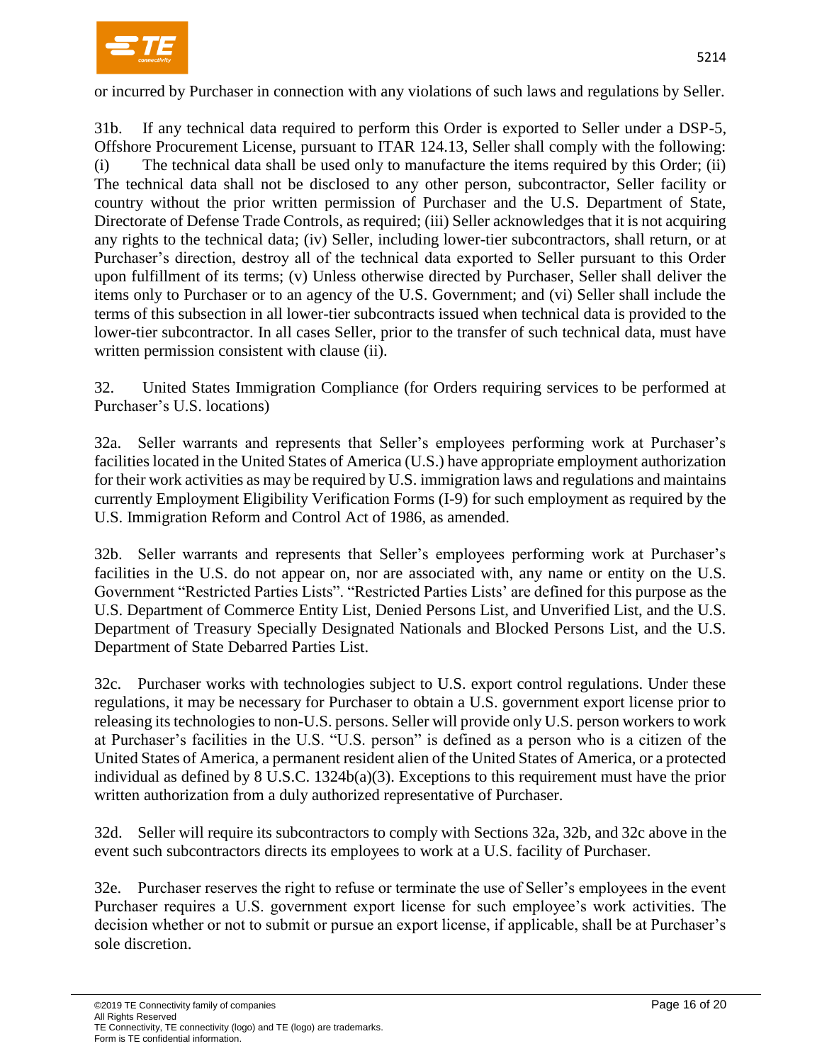or incurred by Purchaser in connection with any violations of such laws and regulations by Seller.

31b. If any technical data required to perform this Order is exported to Seller under a DSP-5, Offshore Procurement License, pursuant to ITAR 124.13, Seller shall comply with the following: (i) The technical data shall be used only to manufacture the items required by this Order; (ii) The technical data shall not be disclosed to any other person, subcontractor, Seller facility or country without the prior written permission of Purchaser and the U.S. Department of State, Directorate of Defense Trade Controls, as required; (iii) Seller acknowledges that it is not acquiring any rights to the technical data; (iv) Seller, including lower-tier subcontractors, shall return, or at Purchaser's direction, destroy all of the technical data exported to Seller pursuant to this Order upon fulfillment of its terms; (v) Unless otherwise directed by Purchaser, Seller shall deliver the items only to Purchaser or to an agency of the U.S. Government; and (vi) Seller shall include the terms of this subsection in all lower-tier subcontracts issued when technical data is provided to the lower-tier subcontractor. In all cases Seller, prior to the transfer of such technical data, must have written permission consistent with clause (ii).

32. United States Immigration Compliance (for Orders requiring services to be performed at Purchaser's U.S. locations)

32a. Seller warrants and represents that Seller's employees performing work at Purchaser's facilities located in the United States of America (U.S.) have appropriate employment authorization for their work activities as may be required by U.S. immigration laws and regulations and maintains currently Employment Eligibility Verification Forms (I-9) for such employment as required by the U.S. Immigration Reform and Control Act of 1986, as amended.

32b. Seller warrants and represents that Seller's employees performing work at Purchaser's facilities in the U.S. do not appear on, nor are associated with, any name or entity on the U.S. Government "Restricted Parties Lists". "Restricted Parties Lists' are defined for this purpose as the U.S. Department of Commerce Entity List, Denied Persons List, and Unverified List, and the U.S. Department of Treasury Specially Designated Nationals and Blocked Persons List, and the U.S. Department of State Debarred Parties List.

32c. Purchaser works with technologies subject to U.S. export control regulations. Under these regulations, it may be necessary for Purchaser to obtain a U.S. government export license prior to releasing its technologies to non-U.S. persons. Seller will provide only U.S. person workers to work at Purchaser's facilities in the U.S. "U.S. person" is defined as a person who is a citizen of the United States of America, a permanent resident alien of the United States of America, or a protected individual as defined by 8 U.S.C. 1324b(a)(3). Exceptions to this requirement must have the prior written authorization from a duly authorized representative of Purchaser.

32d. Seller will require its subcontractors to comply with Sections 32a, 32b, and 32c above in the event such subcontractors directs its employees to work at a U.S. facility of Purchaser.

32e. Purchaser reserves the right to refuse or terminate the use of Seller's employees in the event Purchaser requires a U.S. government export license for such employee's work activities. The decision whether or not to submit or pursue an export license, if applicable, shall be at Purchaser's sole discretion.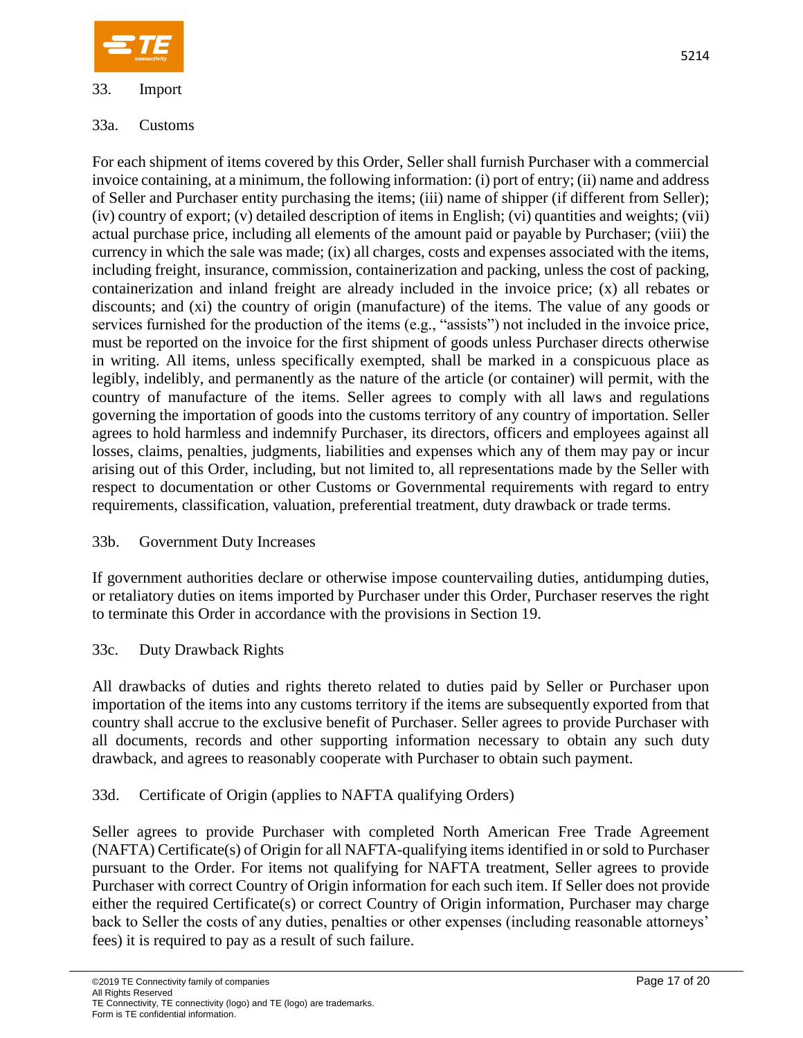## 33. Import

### 33a. Customs

For each shipment of items covered by this Order, Seller shall furnish Purchaser with a commercial invoice containing, at a minimum, the following information: (i) port of entry; (ii) name and address of Seller and Purchaser entity purchasing the items; (iii) name of shipper (if different from Seller); (iv) country of export; (v) detailed description of items in English; (vi) quantities and weights; (vii) actual purchase price, including all elements of the amount paid or payable by Purchaser; (viii) the currency in which the sale was made; (ix) all charges, costs and expenses associated with the items, including freight, insurance, commission, containerization and packing, unless the cost of packing, containerization and inland freight are already included in the invoice price; (x) all rebates or discounts; and (xi) the country of origin (manufacture) of the items. The value of any goods or services furnished for the production of the items (e.g., "assists") not included in the invoice price, must be reported on the invoice for the first shipment of goods unless Purchaser directs otherwise in writing. All items, unless specifically exempted, shall be marked in a conspicuous place as legibly, indelibly, and permanently as the nature of the article (or container) will permit, with the country of manufacture of the items. Seller agrees to comply with all laws and regulations governing the importation of goods into the customs territory of any country of importation. Seller agrees to hold harmless and indemnify Purchaser, its directors, officers and employees against all losses, claims, penalties, judgments, liabilities and expenses which any of them may pay or incur arising out of this Order, including, but not limited to, all representations made by the Seller with respect to documentation or other Customs or Governmental requirements with regard to entry requirements, classification, valuation, preferential treatment, duty drawback or trade terms.

### 33b. Government Duty Increases

If government authorities declare or otherwise impose countervailing duties, antidumping duties, or retaliatory duties on items imported by Purchaser under this Order, Purchaser reserves the right to terminate this Order in accordance with the provisions in Section 19.

### 33c. Duty Drawback Rights

All drawbacks of duties and rights thereto related to duties paid by Seller or Purchaser upon importation of the items into any customs territory if the items are subsequently exported from that country shall accrue to the exclusive benefit of Purchaser. Seller agrees to provide Purchaser with all documents, records and other supporting information necessary to obtain any such duty drawback, and agrees to reasonably cooperate with Purchaser to obtain such payment.

### 33d. Certificate of Origin (applies to NAFTA qualifying Orders)

Seller agrees to provide Purchaser with completed North American Free Trade Agreement (NAFTA) Certificate(s) of Origin for all NAFTA-qualifying items identified in or sold to Purchaser pursuant to the Order. For items not qualifying for NAFTA treatment, Seller agrees to provide Purchaser with correct Country of Origin information for each such item. If Seller does not provide either the required Certificate(s) or correct Country of Origin information, Purchaser may charge back to Seller the costs of any duties, penalties or other expenses (including reasonable attorneys' fees) it is required to pay as a result of such failure.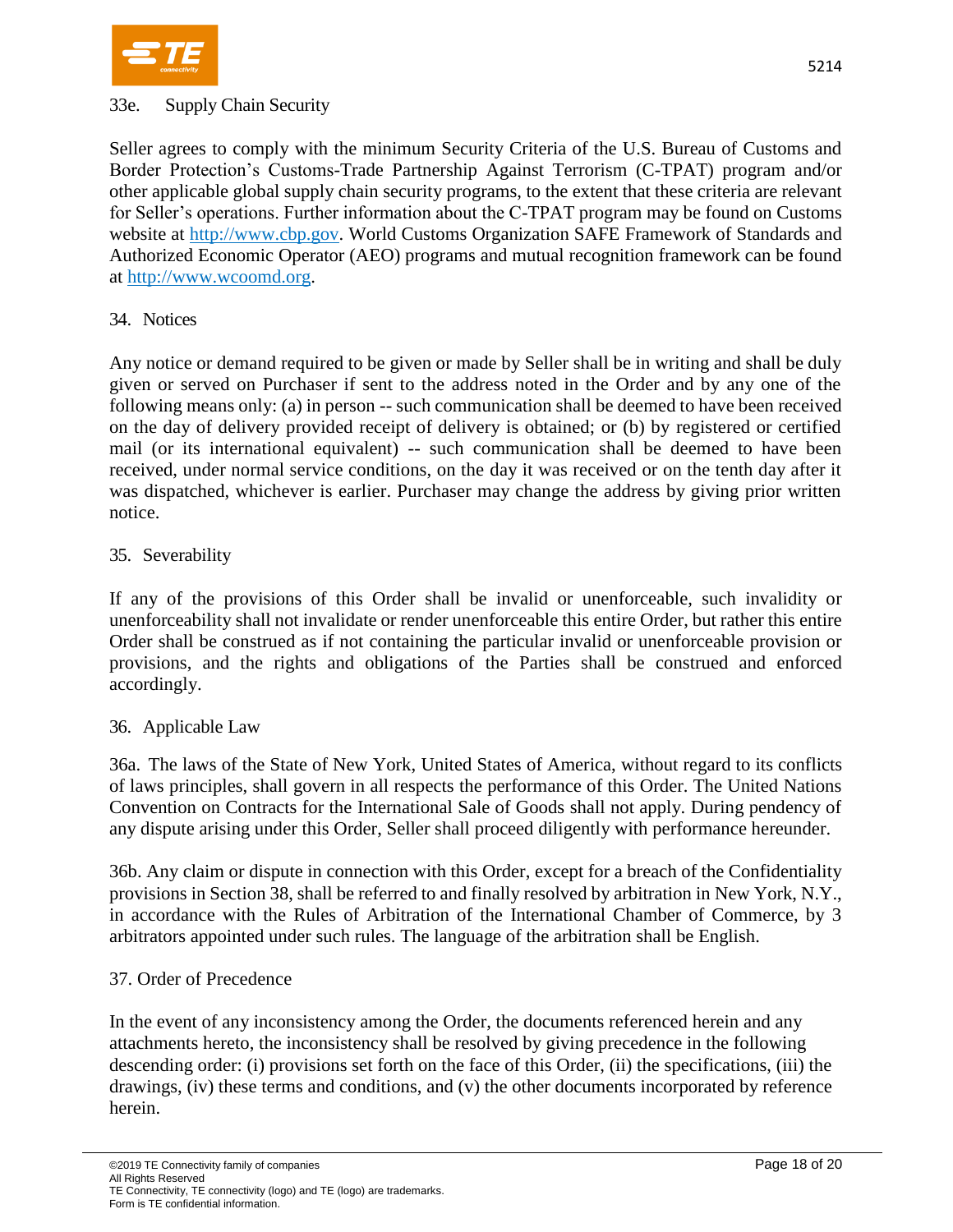33e. Supply Chain Security

Seller agrees to comply with the minimum Security Criteria of the U.S. Bureau of Customs and Border Protection's Customs-Trade Partnership Against Terrorism (C-TPAT) program and/or other applicable global supply chain security programs, to the extent that these criteria are relevant for Seller's operations. Further information about the C-TPAT program may be found on Customs website at http://www.cbp.gov. World Customs Organization SAFE Framework of Standards and Authorized Economic Operator (AEO) programs and mutual recognition framework can be found at http://www.wcoomd.org.

34. Notices

Any notice or demand required to be given or made by Seller shall be in writing and shall be duly given or served on Purchaser if sent to the address noted in the Order and by any one of the following means only: (a) in person -- such communication shall be deemed to have been received on the day of delivery provided receipt of delivery is obtained; or (b) by registered or certified mail (or its international equivalent) -- such communication shall be deemed to have been received, under normal service conditions, on the day it was received or on the tenth day after it was dispatched, whichever is earlier. Purchaser may change the address by giving prior written notice.

35. Severability

If any of the provisions of this Order shall be invalid or unenforceable, such invalidity or unenforceability shall not invalidate or render unenforceable this entire Order, but rather this entire Order shall be construed as if not containing the particular invalid or unenforceable provision or provisions, and the rights and obligations of the Parties shall be construed and enforced accordingly.

36. Applicable Law

36a. The laws of the State of New York, United States of America, without regard to its conflicts of laws principles, shall govern in all respects the performance of this Order. The United Nations Convention on Contracts for the International Sale of Goods shall not apply. During pendency of any dispute arising under this Order, Seller shall proceed diligently with performance hereunder.

36b. Any claim or dispute in connection with this Order, except for a breach of the Confidentiality provisions in Section 38, shall be referred to and finally resolved by arbitration in New York, N.Y., in accordance with the Rules of Arbitration of the International Chamber of Commerce, by 3 arbitrators appointed under such rules. The language of the arbitration shall be English.

37. Order of Precedence

In the event of any inconsistency among the Order, the documents referenced herein and any attachments hereto, the inconsistency shall be resolved by giving precedence in the following descending order: (i) provisions set forth on the face of this Order, (ii) the specifications, (iii) the drawings, (iv) these terms and conditions, and (v) the other documents incorporated by reference herein.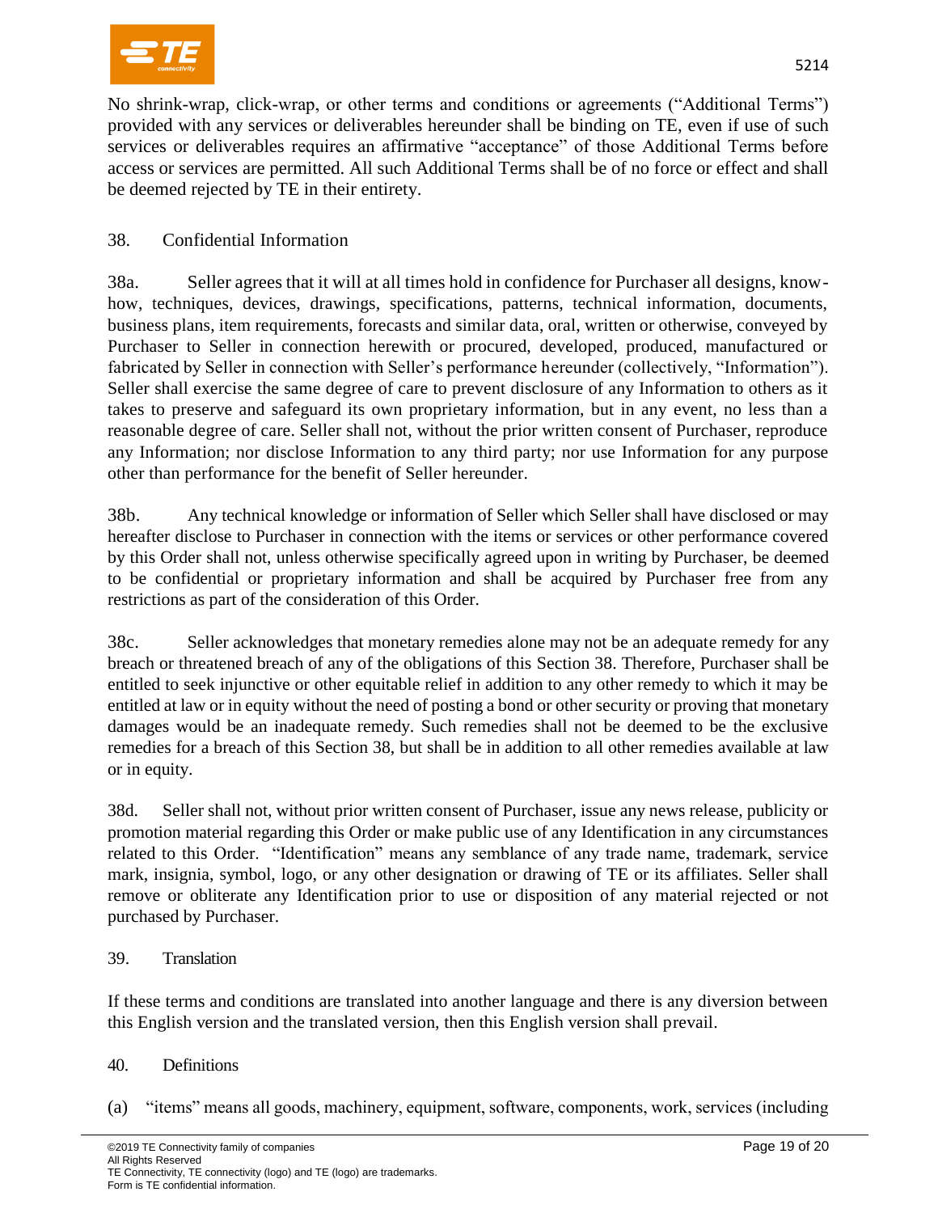No shrink-wrap, click-wrap, or other terms and conditions or agreements ("Additional Terms") provided with any services or deliverables hereunder shall be binding on TE, even if use of such services or deliverables requires an affirmative "acceptance" of those Additional Terms before access or services are permitted. All such Additional Terms shall be of no force or effect and shall be deemed rejected by TE in their entirety.

## 38. Confidential Information

38a. Seller agrees that it will at all times hold in confidence for Purchaser all designs, know-how, techniques, devices, drawings, specifications, patterns, technical information, documents, business plans, item requirements, forecasts and similar data, oral, written or otherwise, conveyed by Purchaser to Seller in connection herewith or procured, developed, produced, manufactured or fabricated by Seller in connection with Seller's performance hereunder (collectively, "Information"). Seller shall exercise the same degree of care to prevent disclosure of any Information to others as it takes to preserve and safeguard its own proprietary information, but in any event, no less than a reasonable degree of care. Seller shall not, without the prior written consent of Purchaser, reproduce any Information; nor disclose Information to any third party; nor use Information for any purpose other than performance for the benefit of Seller hereunder.

38b. Any technical knowledge or information of Seller which Seller shall have disclosed or may hereafter disclose to Purchaser in connection with the items or services or other performance covered by this Order shall not, unless otherwise specifically agreed upon in writing by Purchaser, be deemed to be confidential or proprietary information and shall be acquired by Purchaser free from any restrictions as part of the consideration of this Order.

38c. Seller acknowledges that monetary remedies alone may not be an adequate remedy for any breach or threatened breach of any of the obligations of this Section 38. Therefore, Purchaser shall be entitled to seek injunctive or other equitable relief in addition to any other remedy to which it may be entitled at law or in equity without the need of posting a bond or other security or proving that monetary damages would be an inadequate remedy. Such remedies shall not be deemed to be the exclusive remedies for a breach of this Section 38, but shall be in addition to all other remedies available at law or in equity.

38d. Seller shall not, without prior written consent of Purchaser, issue any news release, publicity or promotion material regarding this Order or make public use of any Identification in any circumstances related to this Order. "Identification" means any semblance of any trade name, trademark, service mark, insignia, symbol, logo, or any other designation or drawing of TE or its affiliates. Seller shall remove or obliterate any Identification prior to use or disposition of any material rejected or not purchased by Purchaser.

## 39. Translation

If these terms and conditions are translated into another language and there is any diversion between this English version and the translated version, then this English version shall prevail.

## 40. Definitions

(a) "items" means all goods, machinery, equipment, software, components, work, services (including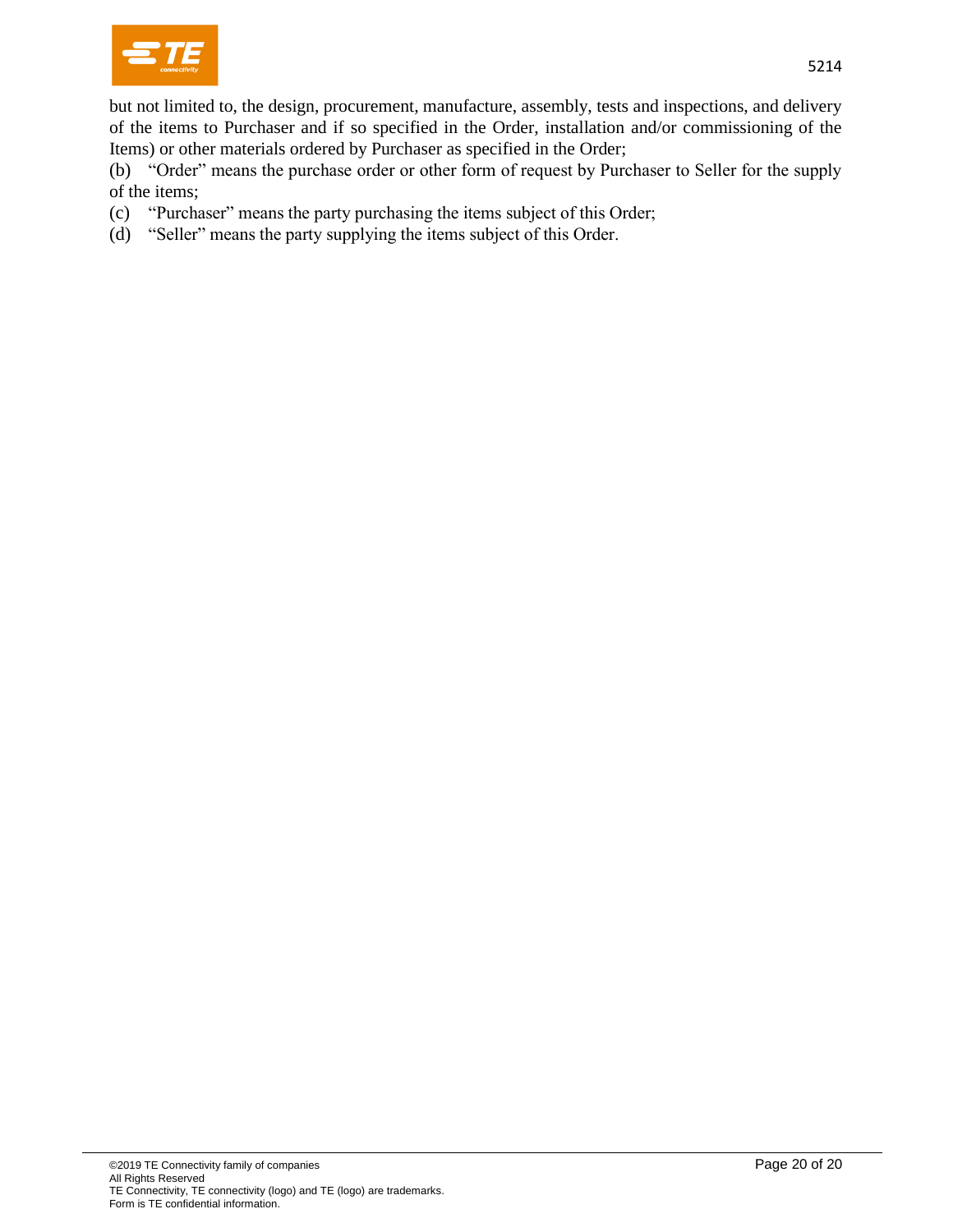but not limited to, the design, procurement, manufacture, assembly, tests and inspections, and delivery of the items to Purchaser and if so specified in the Order, installation and/or commissioning of the Items) or other materials ordered by Purchaser as specified in the Order;

(b) "Order" means the purchase order or other form of request by Purchaser to Seller for the supply of the items;

(c) "Purchaser" means the party purchasing the items subject of this Order;

(d) "Seller" means the party supplying the items subject of this Order.